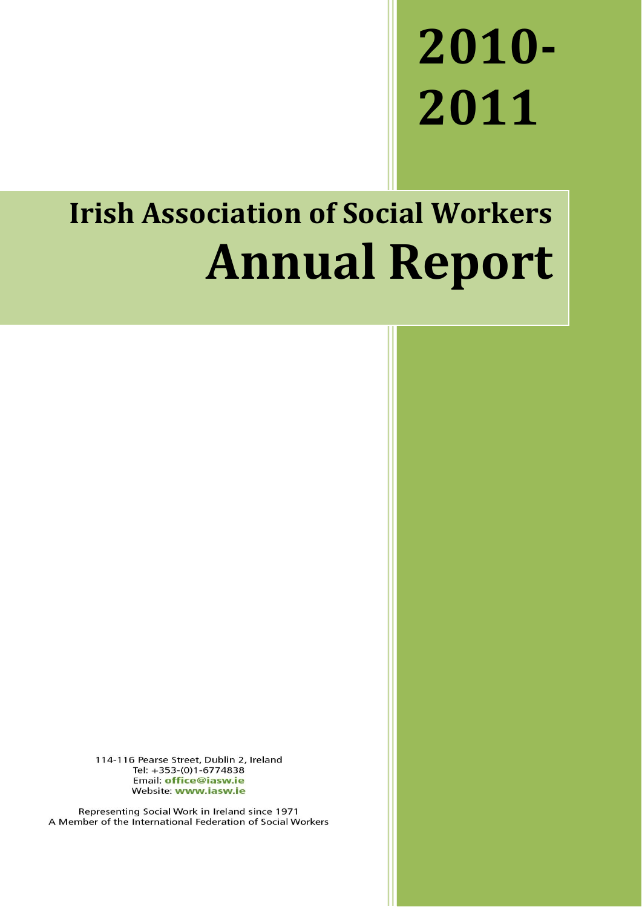# 2010-2011

## Irish Association of Social Workers

# Annual Report

114-116 Pearse Street, Dublin 2, Ireland
Tel: +353-(0)1-6774838
Email: **office@iasw.ie**
Website: **www.iasw.ie**

Representing Social Work in Ireland since 1971
A Member of the International Federation of Social Workers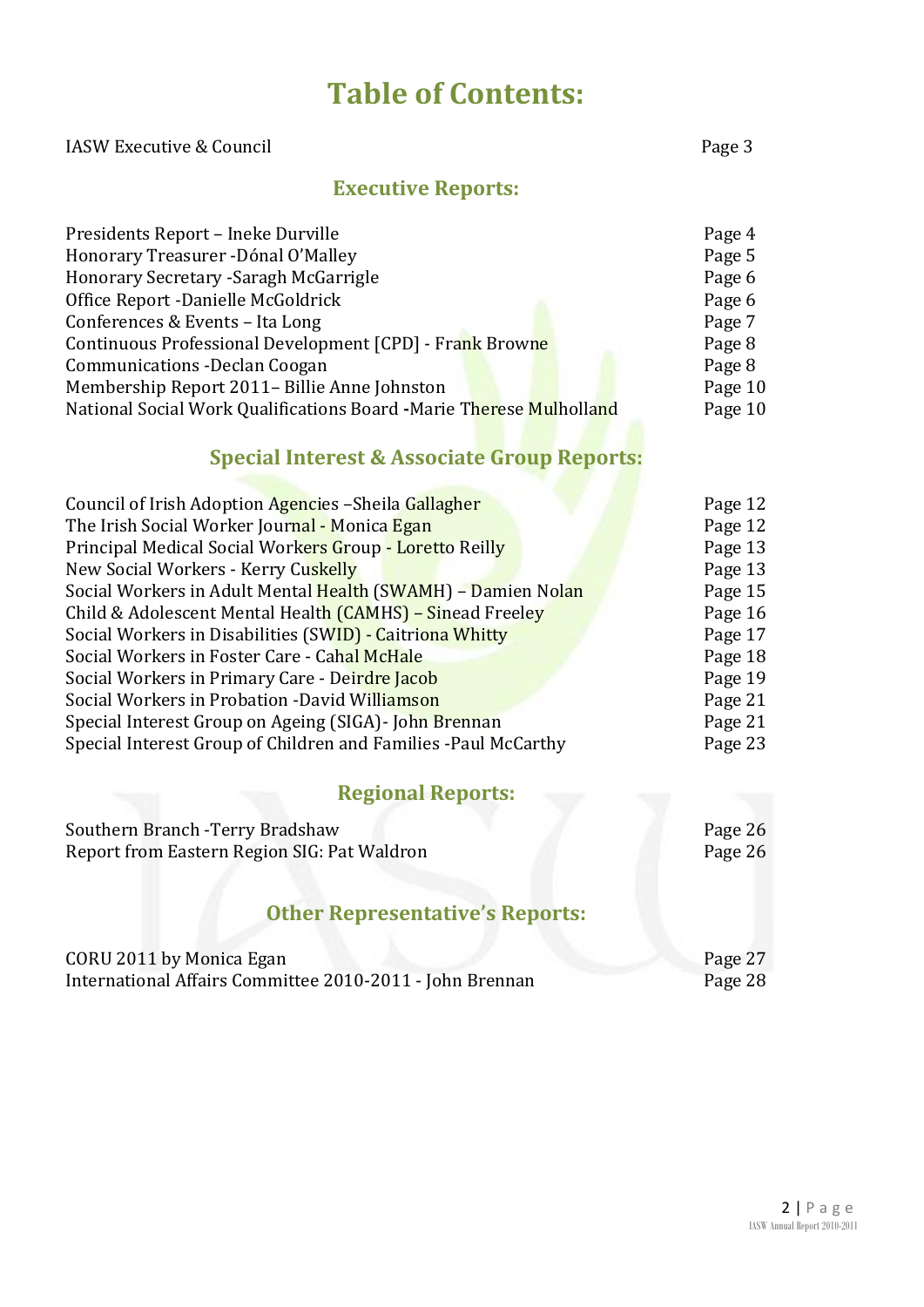# Table of Contents:

| | |
|---|---|
| IASW Executive & Council | Page 3 |

## Executive Reports:

| | |
|---|---|
| Presidents Report – Ineke Durville | Page 4 |
| Honorary Treasurer -Dónal O'Malley | Page 5 |
| Honorary Secretary -Saragh McGarrigle | Page 6 |
| Office Report -Danielle McGoldrick | Page 6 |
| Conferences & Events – Ita Long | Page 7 |
| Continuous Professional Development [CPD] - Frank Browne | Page 8 |
| Communications -Declan Coogan | Page 8 |
| Membership Report 2011– Billie Anne Johnston | Page 10 |
| National Social Work Qualifications Board **-**Marie Therese Mulholland | Page 10 |

## Special Interest & Associate Group Reports:

| | |
|---|---|
| Council of Irish Adoption Agencies –Sheila Gallagher | Page 12 |
| The Irish Social Worker Journal - Monica Egan | Page 12 |
| Principal Medical Social Workers Group - Loretto Reilly | Page 13 |
| New Social Workers - Kerry Cuskelly | Page 13 |
| Social Workers in Adult Mental Health (SWAMH) – Damien Nolan | Page 15 |
| Child & Adolescent Mental Health (CAMHS) – Sinead Freeley | Page 16 |
| Social Workers in Disabilities (SWID) - Caitriona Whitty | Page 17 |
| Social Workers in Foster Care - Cahal McHale | Page 18 |
| Social Workers in Primary Care - Deirdre Jacob | Page 19 |
| Social Workers in Probation -David Williamson | Page 21 |
| Special Interest Group on Ageing (SIGA)- John Brennan | Page 21 |
| Special Interest Group of Children and Families -Paul McCarthy | Page 23 |

## Regional Reports:

| | |
|---|---|
| Southern Branch -Terry Bradshaw | Page 26 |
| Report from Eastern Region SIG: Pat Waldron | Page 26 |

## Other Representative's Reports:

| | |
|---|---|
| CORU 2011 by Monica Egan | Page 27 |
| International Affairs Committee 2010-2011 - John Brennan | Page 28 |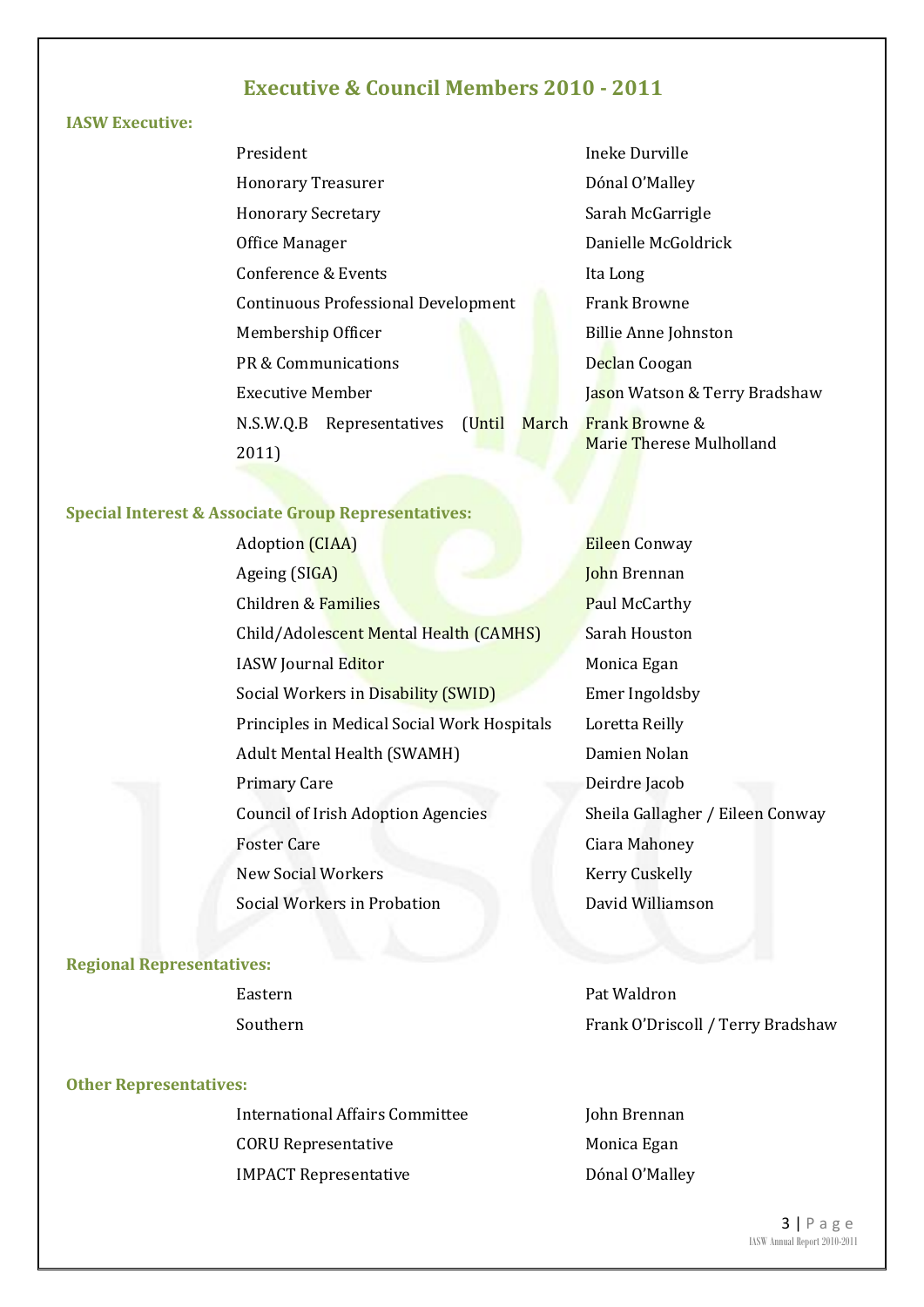# Executive & Council Members 2010 - 2011

**IASW Executive:**

| | |
|---|---|
| President | Ineke Durville |
| Honorary Treasurer | Dónal O'Malley |
| Honorary Secretary | Sarah McGarrigle |
| Office Manager | Danielle McGoldrick |
| Conference & Events | Ita Long |
| Continuous Professional Development | Frank Browne |
| Membership Officer | Billie Anne Johnston |
| PR & Communications | Declan Coogan |
| Executive Member | Jason Watson & Terry Bradshaw |
| N.S.W.Q.B Representatives (Until March 2011) | Frank Browne & Marie Therese Mulholland |

**Special Interest & Associate Group Representatives:**

| | |
|---|---|
| Adoption (CIAA) | Eileen Conway |
| Ageing (SIGA) | John Brennan |
| Children & Families | Paul McCarthy |
| Child/Adolescent Mental Health (CAMHS) | Sarah Houston |
| IASW Journal Editor | Monica Egan |
| Social Workers in Disability (SWID) | Emer Ingoldsby |
| Principles in Medical Social Work Hospitals | Loretta Reilly |
| Adult Mental Health (SWAMH) | Damien Nolan |
| Primary Care | Deirdre Jacob |
| Council of Irish Adoption Agencies | Sheila Gallagher / Eileen Conway |
| Foster Care | Ciara Mahoney |
| New Social Workers | Kerry Cuskelly |
| Social Workers in Probation | David Williamson |

**Regional Representatives:**

| | |
|---|---|
| Eastern | Pat Waldron |
| Southern | Frank O'Driscoll / Terry Bradshaw |

**Other Representatives:**

| | |
|---|---|
| International Affairs Committee | John Brennan |
| CORU Representative | Monica Egan |
| IMPACT Representative | Dónal O'Malley |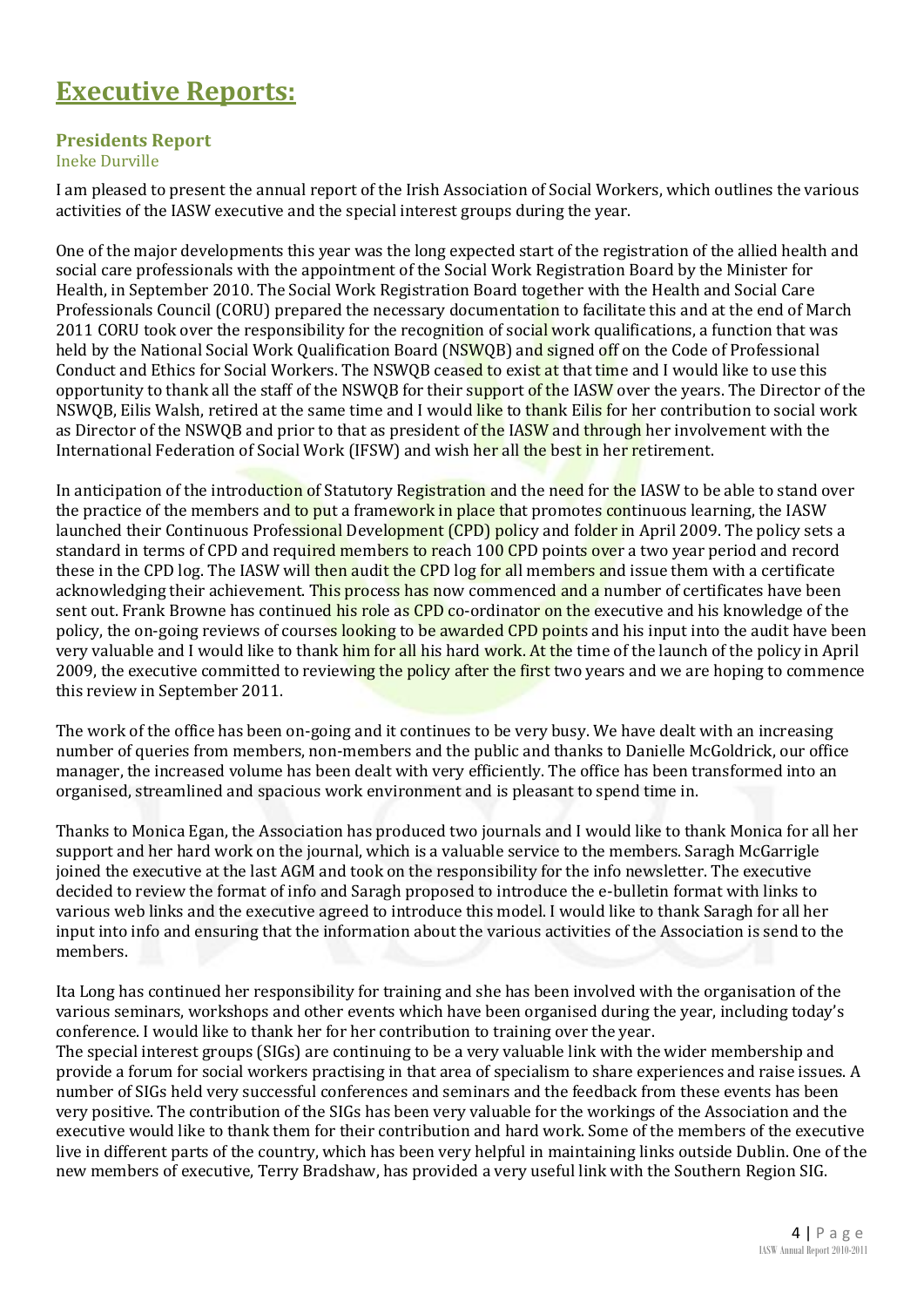# Executive Reports:

### Presidents Report

Ineke Durville

I am pleased to present the annual report of the Irish Association of Social Workers, which outlines the various activities of the IASW executive and the special interest groups during the year.

One of the major developments this year was the long expected start of the registration of the allied health and social care professionals with the appointment of the Social Work Registration Board by the Minister for Health, in September 2010. The Social Work Registration Board together with the Health and Social Care Professionals Council (CORU) prepared the necessary documentation to facilitate this and at the end of March 2011 CORU took over the responsibility for the recognition of social work qualifications, a function that was held by the National Social Work Qualification Board (NSWQB) and signed off on the Code of Professional Conduct and Ethics for Social Workers. The NSWQB ceased to exist at that time and I would like to use this opportunity to thank all the staff of the NSWQB for their support of the IASW over the years. The Director of the NSWQB, Eilis Walsh, retired at the same time and I would like to thank Eilis for her contribution to social work as Director of the NSWQB and prior to that as president of the IASW and through her involvement with the International Federation of Social Work (IFSW) and wish her all the best in her retirement.

In anticipation of the introduction of Statutory Registration and the need for the IASW to be able to stand over the practice of the members and to put a framework in place that promotes continuous learning, the IASW launched their Continuous Professional Development (CPD) policy and folder in April 2009. The policy sets a standard in terms of CPD and required members to reach 100 CPD points over a two year period and record these in the CPD log. The IASW will then audit the CPD log for all members and issue them with a certificate acknowledging their achievement. This process has now commenced and a number of certificates have been sent out. Frank Browne has continued his role as CPD co-ordinator on the executive and his knowledge of the policy, the on-going reviews of courses looking to be awarded CPD points and his input into the audit have been very valuable and I would like to thank him for all his hard work. At the time of the launch of the policy in April 2009, the executive committed to reviewing the policy after the first two years and we are hoping to commence this review in September 2011.

The work of the office has been on-going and it continues to be very busy. We have dealt with an increasing number of queries from members, non-members and the public and thanks to Danielle McGoldrick, our office manager, the increased volume has been dealt with very efficiently. The office has been transformed into an organised, streamlined and spacious work environment and is pleasant to spend time in.

Thanks to Monica Egan, the Association has produced two journals and I would like to thank Monica for all her support and her hard work on the journal, which is a valuable service to the members. Saragh McGarrigle joined the executive at the last AGM and took on the responsibility for the info newsletter. The executive decided to review the format of info and Saragh proposed to introduce the e-bulletin format with links to various web links and the executive agreed to introduce this model. I would like to thank Saragh for all her input into info and ensuring that the information about the various activities of the Association is send to the members.

Ita Long has continued her responsibility for training and she has been involved with the organisation of the various seminars, workshops and other events which have been organised during the year, including today's conference. I would like to thank her for her contribution to training over the year.

The special interest groups (SIGs) are continuing to be a very valuable link with the wider membership and provide a forum for social workers practising in that area of specialism to share experiences and raise issues. A number of SIGs held very successful conferences and seminars and the feedback from these events has been very positive. The contribution of the SIGs has been very valuable for the workings of the Association and the executive would like to thank them for their contribution and hard work. Some of the members of the executive live in different parts of the country, which has been very helpful in maintaining links outside Dublin. One of the new members of executive, Terry Bradshaw, has provided a very useful link with the Southern Region SIG.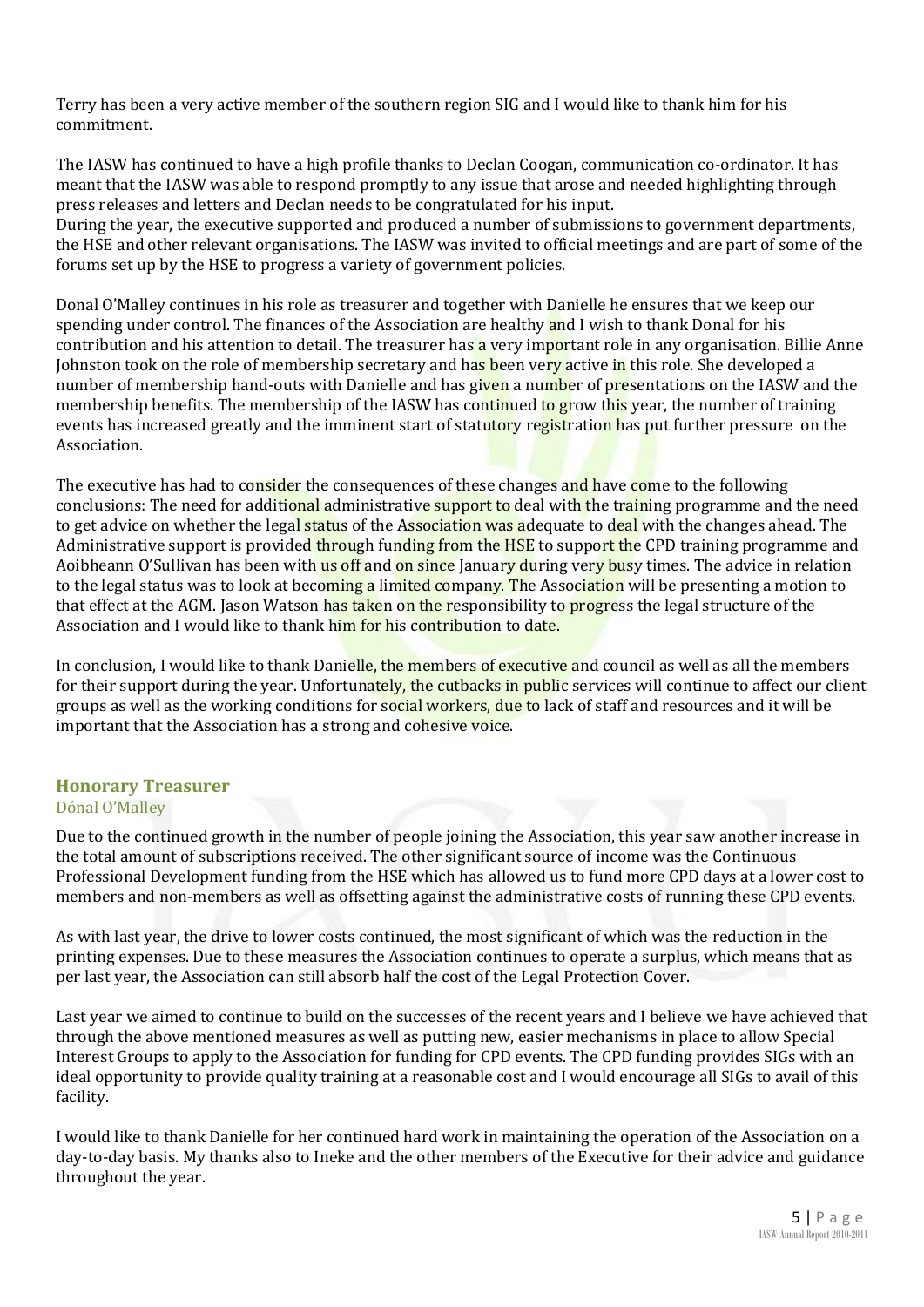Terry has been a very active member of the southern region SIG and I would like to thank him for his commitment.

The IASW has continued to have a high profile thanks to Declan Coogan, communication co-ordinator. It has meant that the IASW was able to respond promptly to any issue that arose and needed highlighting through press releases and letters and Declan needs to be congratulated for his input.
During the year, the executive supported and produced a number of submissions to government departments, the HSE and other relevant organisations. The IASW was invited to official meetings and are part of some of the forums set up by the HSE to progress a variety of government policies.

Donal O'Malley continues in his role as treasurer and together with Danielle he ensures that we keep our spending under control. The finances of the Association are healthy and I wish to thank Donal for his contribution and his attention to detail. The treasurer has a very important role in any organisation. Billie Anne Johnston took on the role of membership secretary and has been very active in this role. She developed a number of membership hand-outs with Danielle and has given a number of presentations on the IASW and the membership benefits. The membership of the IASW has continued to grow this year, the number of training events has increased greatly and the imminent start of statutory registration has put further pressure on the Association.

The executive has had to consider the consequences of these changes and have come to the following conclusions: The need for additional administrative support to deal with the training programme and the need to get advice on whether the legal status of the Association was adequate to deal with the changes ahead. The Administrative support is provided through funding from the HSE to support the CPD training programme and Aoibheann O'Sullivan has been with us off and on since January during very busy times. The advice in relation to the legal status was to look at becoming a limited company. The Association will be presenting a motion to that effect at the AGM. Jason Watson has taken on the responsibility to progress the legal structure of the Association and I would like to thank him for his contribution to date.

In conclusion, I would like to thank Danielle, the members of executive and council as well as all the members for their support during the year. Unfortunately, the cutbacks in public services will continue to affect our client groups as well as the working conditions for social workers, due to lack of staff and resources and it will be important that the Association has a strong and cohesive voice.

## Honorary Treasurer

Dónal O'Malley

Due to the continued growth in the number of people joining the Association, this year saw another increase in the total amount of subscriptions received. The other significant source of income was the Continuous Professional Development funding from the HSE which has allowed us to fund more CPD days at a lower cost to members and non-members as well as offsetting against the administrative costs of running these CPD events.

As with last year, the drive to lower costs continued, the most significant of which was the reduction in the printing expenses. Due to these measures the Association continues to operate a surplus, which means that as per last year, the Association can still absorb half the cost of the Legal Protection Cover.

Last year we aimed to continue to build on the successes of the recent years and I believe we have achieved that through the above mentioned measures as well as putting new, easier mechanisms in place to allow Special Interest Groups to apply to the Association for funding for CPD events. The CPD funding provides SIGs with an ideal opportunity to provide quality training at a reasonable cost and I would encourage all SIGs to avail of this facility.

I would like to thank Danielle for her continued hard work in maintaining the operation of the Association on a day-to-day basis. My thanks also to Ineke and the other members of the Executive for their advice and guidance throughout the year.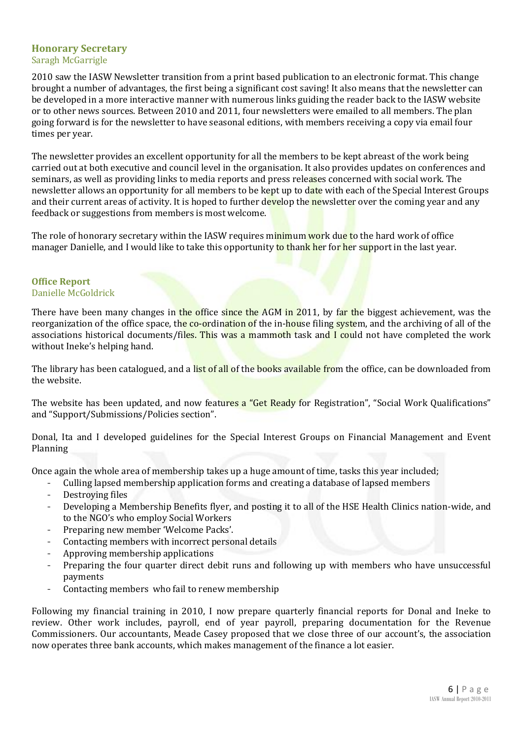## Honorary Secretary

Saragh McGarrigle

2010 saw the IASW Newsletter transition from a print based publication to an electronic format. This change brought a number of advantages, the first being a significant cost saving! It also means that the newsletter can be developed in a more interactive manner with numerous links guiding the reader back to the IASW website or to other news sources. Between 2010 and 2011, four newsletters were emailed to all members. The plan going forward is for the newsletter to have seasonal editions, with members receiving a copy via email four times per year.

The newsletter provides an excellent opportunity for all the members to be kept abreast of the work being carried out at both executive and council level in the organisation. It also provides updates on conferences and seminars, as well as providing links to media reports and press releases concerned with social work. The newsletter allows an opportunity for all members to be kept up to date with each of the Special Interest Groups and their current areas of activity. It is hoped to further develop the newsletter over the coming year and any feedback or suggestions from members is most welcome.

The role of honorary secretary within the IASW requires minimum work due to the hard work of office manager Danielle, and I would like to take this opportunity to thank her for her support in the last year.

## Office Report

Danielle McGoldrick

There have been many changes in the office since the AGM in 2011, by far the biggest achievement, was the reorganization of the office space, the co-ordination of the in-house filing system, and the archiving of all of the associations historical documents/files. This was a mammoth task and I could not have completed the work without Ineke's helping hand.

The library has been catalogued, and a list of all of the books available from the office, can be downloaded from the website.

The website has been updated, and now features a "Get Ready for Registration", "Social Work Qualifications" and "Support/Submissions/Policies section".

Donal, Ita and I developed guidelines for the Special Interest Groups on Financial Management and Event Planning

Once again the whole area of membership takes up a huge amount of time, tasks this year included;

- Culling lapsed membership application forms and creating a database of lapsed members
- Destroying files
- Developing a Membership Benefits flyer, and posting it to all of the HSE Health Clinics nation-wide, and to the NGO's who employ Social Workers
- Preparing new member 'Welcome Packs'.
- Contacting members with incorrect personal details
- Approving membership applications
- Preparing the four quarter direct debit runs and following up with members who have unsuccessful payments
- Contacting members who fail to renew membership

Following my financial training in 2010, I now prepare quarterly financial reports for Donal and Ineke to review. Other work includes, payroll, end of year payroll, preparing documentation for the Revenue Commissioners. Our accountants, Meade Casey proposed that we close three of our account's, the association now operates three bank accounts, which makes management of the finance a lot easier.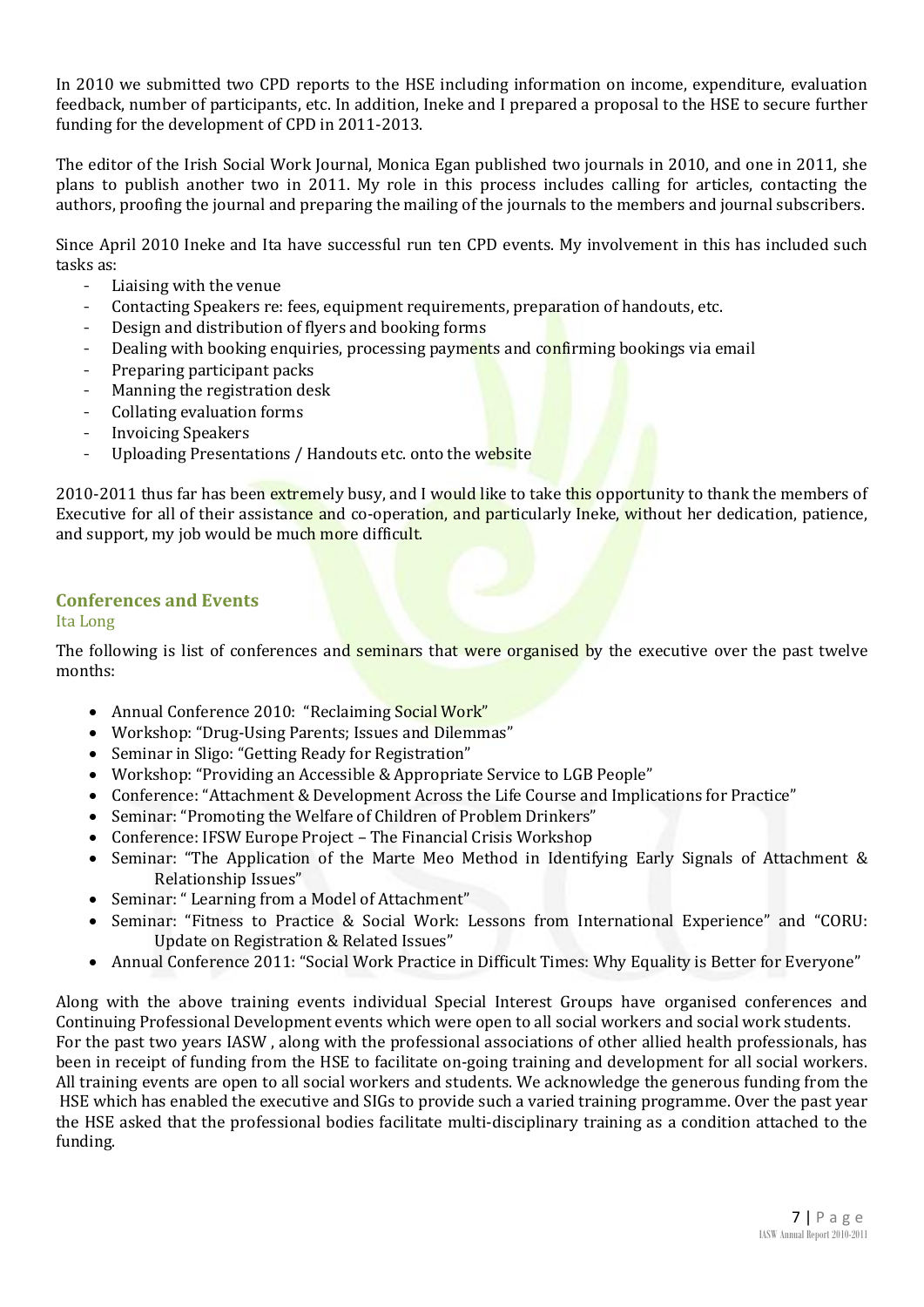In 2010 we submitted two CPD reports to the HSE including information on income, expenditure, evaluation feedback, number of participants, etc. In addition, Ineke and I prepared a proposal to the HSE to secure further funding for the development of CPD in 2011-2013.

The editor of the Irish Social Work Journal, Monica Egan published two journals in 2010, and one in 2011, she plans to publish another two in 2011. My role in this process includes calling for articles, contacting the authors, proofing the journal and preparing the mailing of the journals to the members and journal subscribers.

Since April 2010 Ineke and Ita have successful run ten CPD events. My involvement in this has included such tasks as:

- Liaising with the venue
- Contacting Speakers re: fees, equipment requirements, preparation of handouts, etc.
- Design and distribution of flyers and booking forms
- Dealing with booking enquiries, processing payments and confirming bookings via email
- Preparing participant packs
- Manning the registration desk
- Collating evaluation forms
- Invoicing Speakers
- Uploading Presentations / Handouts etc. onto the website

2010-2011 thus far has been extremely busy, and I would like to take this opportunity to thank the members of Executive for all of their assistance and co-operation, and particularly Ineke, without her dedication, patience, and support, my job would be much more difficult.

## Conferences and Events

Ita Long

The following is list of conferences and seminars that were organised by the executive over the past twelve months:

- Annual Conference 2010: "Reclaiming Social Work"
- Workshop: "Drug-Using Parents; Issues and Dilemmas"
- Seminar in Sligo: "Getting Ready for Registration"
- Workshop: "Providing an Accessible & Appropriate Service to LGB People"
- Conference: "Attachment & Development Across the Life Course and Implications for Practice"
- Seminar: "Promoting the Welfare of Children of Problem Drinkers"
- Conference: IFSW Europe Project – The Financial Crisis Workshop
- Seminar: "The Application of the Marte Meo Method in Identifying Early Signals of Attachment & Relationship Issues"
- Seminar: " Learning from a Model of Attachment"
- Seminar: "Fitness to Practice & Social Work: Lessons from International Experience" and "CORU: Update on Registration & Related Issues"
- Annual Conference 2011: "Social Work Practice in Difficult Times: Why Equality is Better for Everyone"

Along with the above training events individual Special Interest Groups have organised conferences and Continuing Professional Development events which were open to all social workers and social work students. For the past two years IASW , along with the professional associations of other allied health professionals, has been in receipt of funding from the HSE to facilitate on-going training and development for all social workers. All training events are open to all social workers and students. We acknowledge the generous funding from the HSE which has enabled the executive and SIGs to provide such a varied training programme. Over the past year the HSE asked that the professional bodies facilitate multi-disciplinary training as a condition attached to the funding.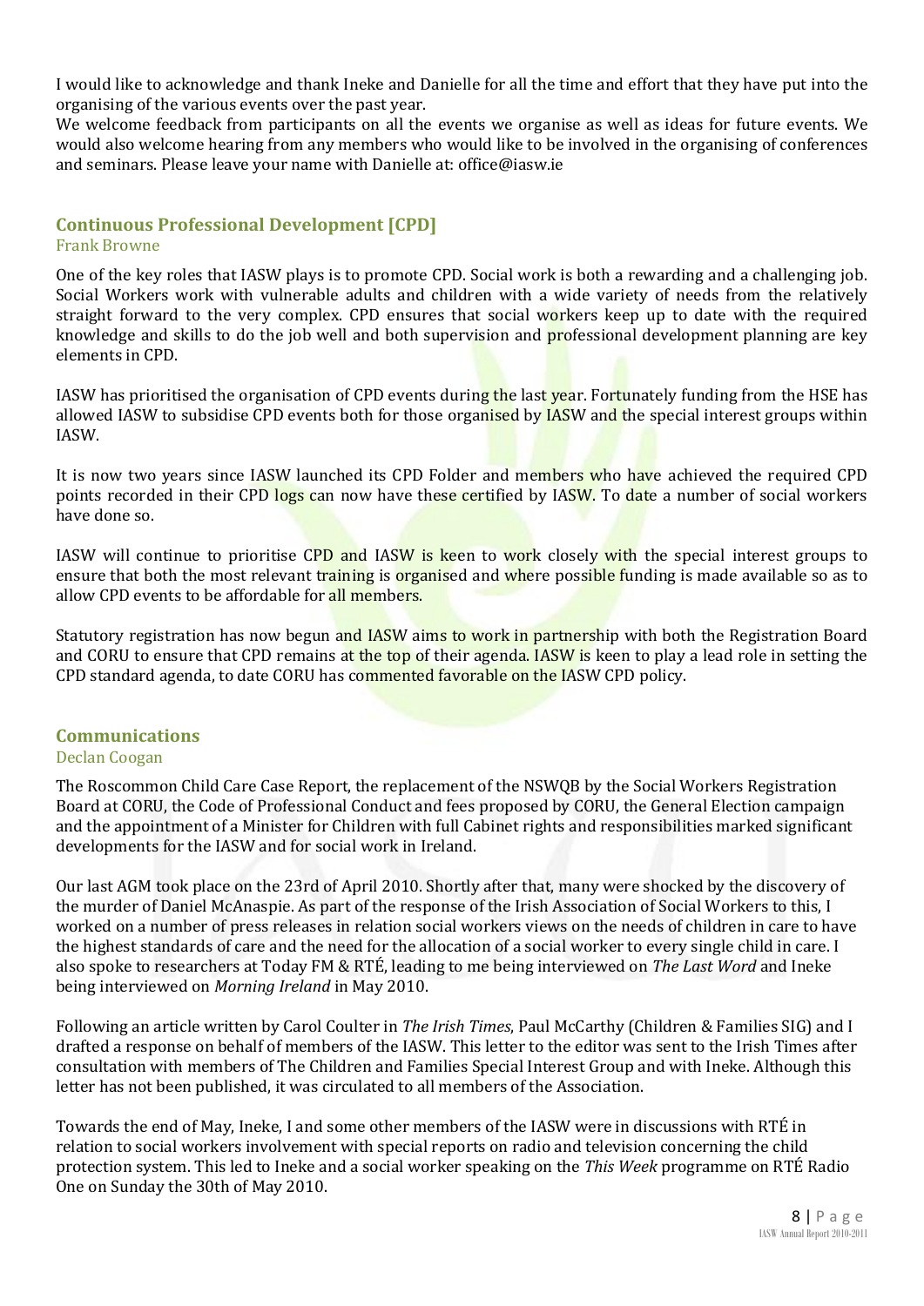I would like to acknowledge and thank Ineke and Danielle for all the time and effort that they have put into the organising of the various events over the past year.
We welcome feedback from participants on all the events we organise as well as ideas for future events. We would also welcome hearing from any members who would like to be involved in the organising of conferences and seminars. Please leave your name with Danielle at: office@iasw.ie

## Continuous Professional Development [CPD]

Frank Browne

One of the key roles that IASW plays is to promote CPD. Social work is both a rewarding and a challenging job. Social Workers work with vulnerable adults and children with a wide variety of needs from the relatively straight forward to the very complex. CPD ensures that social workers keep up to date with the required knowledge and skills to do the job well and both supervision and professional development planning are key elements in CPD.

IASW has prioritised the organisation of CPD events during the last year. Fortunately funding from the HSE has allowed IASW to subsidise CPD events both for those organised by IASW and the special interest groups within IASW.

It is now two years since IASW launched its CPD Folder and members who have achieved the required CPD points recorded in their CPD logs can now have these certified by IASW. To date a number of social workers have done so.

IASW will continue to prioritise CPD and IASW is keen to work closely with the special interest groups to ensure that both the most relevant training is organised and where possible funding is made available so as to allow CPD events to be affordable for all members.

Statutory registration has now begun and IASW aims to work in partnership with both the Registration Board and CORU to ensure that CPD remains at the top of their agenda. IASW is keen to play a lead role in setting the CPD standard agenda, to date CORU has commented favorable on the IASW CPD policy.

## Communications

Declan Coogan

The Roscommon Child Care Case Report, the replacement of the NSWQB by the Social Workers Registration Board at CORU, the Code of Professional Conduct and fees proposed by CORU, the General Election campaign and the appointment of a Minister for Children with full Cabinet rights and responsibilities marked significant developments for the IASW and for social work in Ireland.

Our last AGM took place on the 23rd of April 2010. Shortly after that, many were shocked by the discovery of the murder of Daniel McAnaspie. As part of the response of the Irish Association of Social Workers to this, I worked on a number of press releases in relation social workers views on the needs of children in care to have the highest standards of care and the need for the allocation of a social worker to every single child in care. I also spoke to researchers at Today FM & RTÉ, leading to me being interviewed on *The Last Word* and Ineke being interviewed on *Morning Ireland* in May 2010.

Following an article written by Carol Coulter in *The Irish Times*, Paul McCarthy (Children & Families SIG) and I drafted a response on behalf of members of the IASW. This letter to the editor was sent to the Irish Times after consultation with members of The Children and Families Special Interest Group and with Ineke. Although this letter has not been published, it was circulated to all members of the Association.

Towards the end of May, Ineke, I and some other members of the IASW were in discussions with RTÉ in relation to social workers involvement with special reports on radio and television concerning the child protection system. This led to Ineke and a social worker speaking on the *This Week* programme on RTÉ Radio One on Sunday the 30th of May 2010.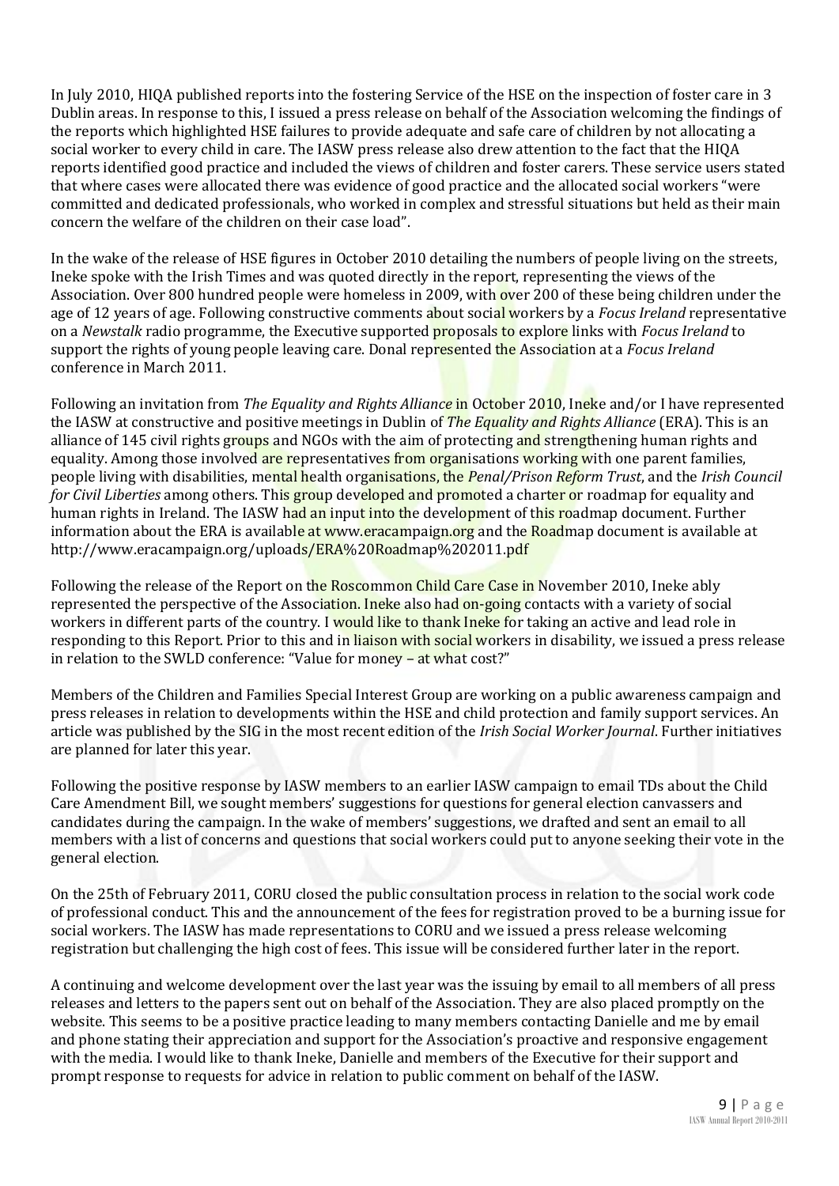In July 2010, HIQA published reports into the fostering Service of the HSE on the inspection of foster care in 3 Dublin areas. In response to this, I issued a press release on behalf of the Association welcoming the findings of the reports which highlighted HSE failures to provide adequate and safe care of children by not allocating a social worker to every child in care. The IASW press release also drew attention to the fact that the HIQA reports identified good practice and included the views of children and foster carers. These service users stated that where cases were allocated there was evidence of good practice and the allocated social workers "were committed and dedicated professionals, who worked in complex and stressful situations but held as their main concern the welfare of the children on their case load".

In the wake of the release of HSE figures in October 2010 detailing the numbers of people living on the streets, Ineke spoke with the Irish Times and was quoted directly in the report, representing the views of the Association. Over 800 hundred people were homeless in 2009, with over 200 of these being children under the age of 12 years of age. Following constructive comments about social workers by a *Focus Ireland* representative on a *Newstalk* radio programme, the Executive supported proposals to explore links with *Focus Ireland* to support the rights of young people leaving care. Donal represented the Association at a *Focus Ireland* conference in March 2011.

Following an invitation from *The Equality and Rights Alliance* in October 2010, Ineke and/or I have represented the IASW at constructive and positive meetings in Dublin of *The Equality and Rights Alliance* (ERA). This is an alliance of 145 civil rights groups and NGOs with the aim of protecting and strengthening human rights and equality. Among those involved are representatives from organisations working with one parent families, people living with disabilities, mental health organisations, the *Penal/Prison Reform Trust*, and the *Irish Council for Civil Liberties* among others. This group developed and promoted a charter or roadmap for equality and human rights in Ireland. The IASW had an input into the development of this roadmap document. Further information about the ERA is available at www.eracampaign.org and the Roadmap document is available at http://www.eracampaign.org/uploads/ERA%20Roadmap%202011.pdf

Following the release of the Report on the Roscommon Child Care Case in November 2010, Ineke ably represented the perspective of the Association. Ineke also had on-going contacts with a variety of social workers in different parts of the country. I would like to thank Ineke for taking an active and lead role in responding to this Report. Prior to this and in liaison with social workers in disability, we issued a press release in relation to the SWLD conference: "Value for money – at what cost?"

Members of the Children and Families Special Interest Group are working on a public awareness campaign and press releases in relation to developments within the HSE and child protection and family support services. An article was published by the SIG in the most recent edition of the *Irish Social Worker Journal*. Further initiatives are planned for later this year.

Following the positive response by IASW members to an earlier IASW campaign to email TDs about the Child Care Amendment Bill, we sought members' suggestions for questions for general election canvassers and candidates during the campaign. In the wake of members' suggestions, we drafted and sent an email to all members with a list of concerns and questions that social workers could put to anyone seeking their vote in the general election.

On the 25th of February 2011, CORU closed the public consultation process in relation to the social work code of professional conduct. This and the announcement of the fees for registration proved to be a burning issue for social workers. The IASW has made representations to CORU and we issued a press release welcoming registration but challenging the high cost of fees. This issue will be considered further later in the report.

A continuing and welcome development over the last year was the issuing by email to all members of all press releases and letters to the papers sent out on behalf of the Association. They are also placed promptly on the website. This seems to be a positive practice leading to many members contacting Danielle and me by email and phone stating their appreciation and support for the Association's proactive and responsive engagement with the media. I would like to thank Ineke, Danielle and members of the Executive for their support and prompt response to requests for advice in relation to public comment on behalf of the IASW.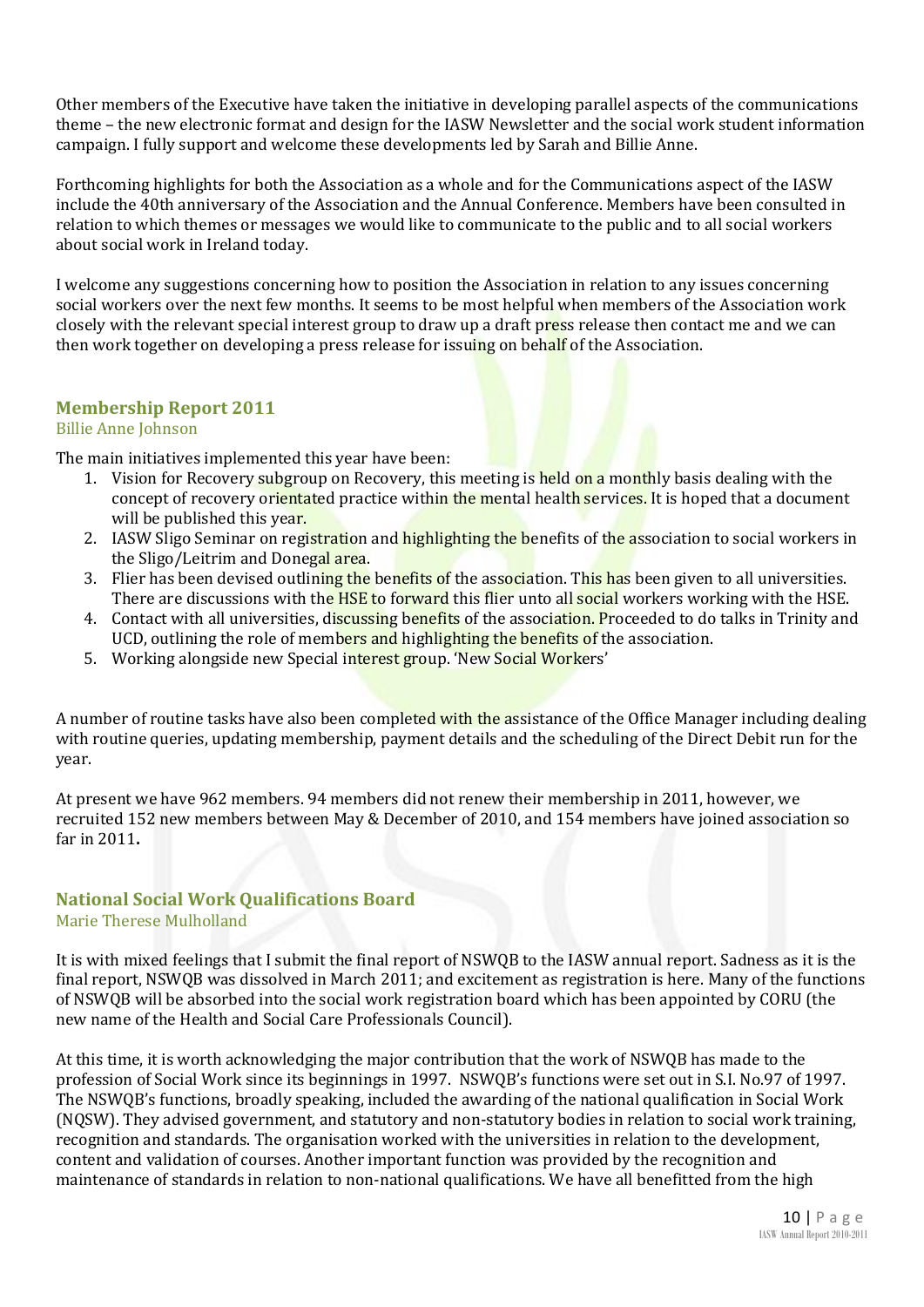Other members of the Executive have taken the initiative in developing parallel aspects of the communications theme – the new electronic format and design for the IASW Newsletter and the social work student information campaign. I fully support and welcome these developments led by Sarah and Billie Anne.

Forthcoming highlights for both the Association as a whole and for the Communications aspect of the IASW include the 40th anniversary of the Association and the Annual Conference. Members have been consulted in relation to which themes or messages we would like to communicate to the public and to all social workers about social work in Ireland today.

I welcome any suggestions concerning how to position the Association in relation to any issues concerning social workers over the next few months. It seems to be most helpful when members of the Association work closely with the relevant special interest group to draw up a draft press release then contact me and we can then work together on developing a press release for issuing on behalf of the Association.

## Membership Report 2011

Billie Anne Johnson

The main initiatives implemented this year have been:

1. Vision for Recovery subgroup on Recovery, this meeting is held on a monthly basis dealing with the concept of recovery orientated practice within the mental health services. It is hoped that a document will be published this year.
2. IASW Sligo Seminar on registration and highlighting the benefits of the association to social workers in the Sligo/Leitrim and Donegal area.
3. Flier has been devised outlining the benefits of the association. This has been given to all universities. There are discussions with the HSE to forward this flier unto all social workers working with the HSE.
4. Contact with all universities, discussing benefits of the association. Proceeded to do talks in Trinity and UCD, outlining the role of members and highlighting the benefits of the association.
5. Working alongside new Special interest group. 'New Social Workers'

A number of routine tasks have also been completed with the assistance of the Office Manager including dealing with routine queries, updating membership, payment details and the scheduling of the Direct Debit run for the year.

At present we have 962 members. 94 members did not renew their membership in 2011, however, we recruited 152 new members between May & December of 2010, and 154 members have joined association so far in 2011**.**

## National Social Work Qualifications Board

Marie Therese Mulholland

It is with mixed feelings that I submit the final report of NSWQB to the IASW annual report. Sadness as it is the final report, NSWQB was dissolved in March 2011; and excitement as registration is here. Many of the functions of NSWQB will be absorbed into the social work registration board which has been appointed by CORU (the new name of the Health and Social Care Professionals Council).

At this time, it is worth acknowledging the major contribution that the work of NSWQB has made to the profession of Social Work since its beginnings in 1997. NSWQB's functions were set out in S.I. No.97 of 1997. The NSWQB's functions, broadly speaking, included the awarding of the national qualification in Social Work (NQSW). They advised government, and statutory and non-statutory bodies in relation to social work training, recognition and standards. The organisation worked with the universities in relation to the development, content and validation of courses. Another important function was provided by the recognition and maintenance of standards in relation to non-national qualifications. We have all benefitted from the high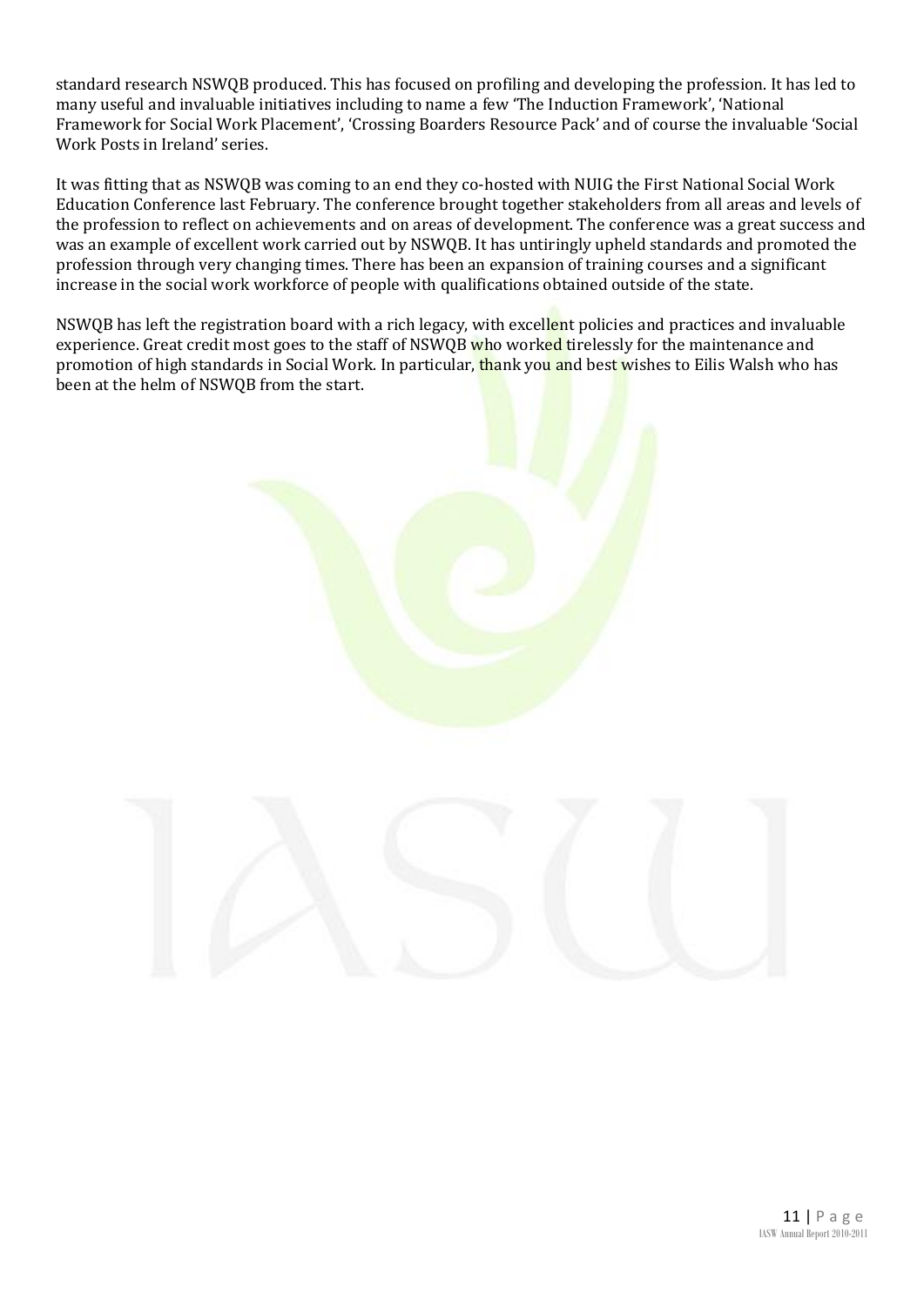standard research NSWQB produced. This has focused on profiling and developing the profession. It has led to many useful and invaluable initiatives including to name a few 'The Induction Framework', 'National Framework for Social Work Placement', 'Crossing Boarders Resource Pack' and of course the invaluable 'Social Work Posts in Ireland' series.

It was fitting that as NSWQB was coming to an end they co-hosted with NUIG the First National Social Work Education Conference last February. The conference brought together stakeholders from all areas and levels of the profession to reflect on achievements and on areas of development. The conference was a great success and was an example of excellent work carried out by NSWQB. It has untiringly upheld standards and promoted the profession through very changing times. There has been an expansion of training courses and a significant increase in the social work workforce of people with qualifications obtained outside of the state.

NSWQB has left the registration board with a rich legacy, with excellent policies and practices and invaluable experience. Great credit most goes to the staff of NSWQB who worked tirelessly for the maintenance and promotion of high standards in Social Work. In particular, thank you and best wishes to Eilis Walsh who has been at the helm of NSWQB from the start.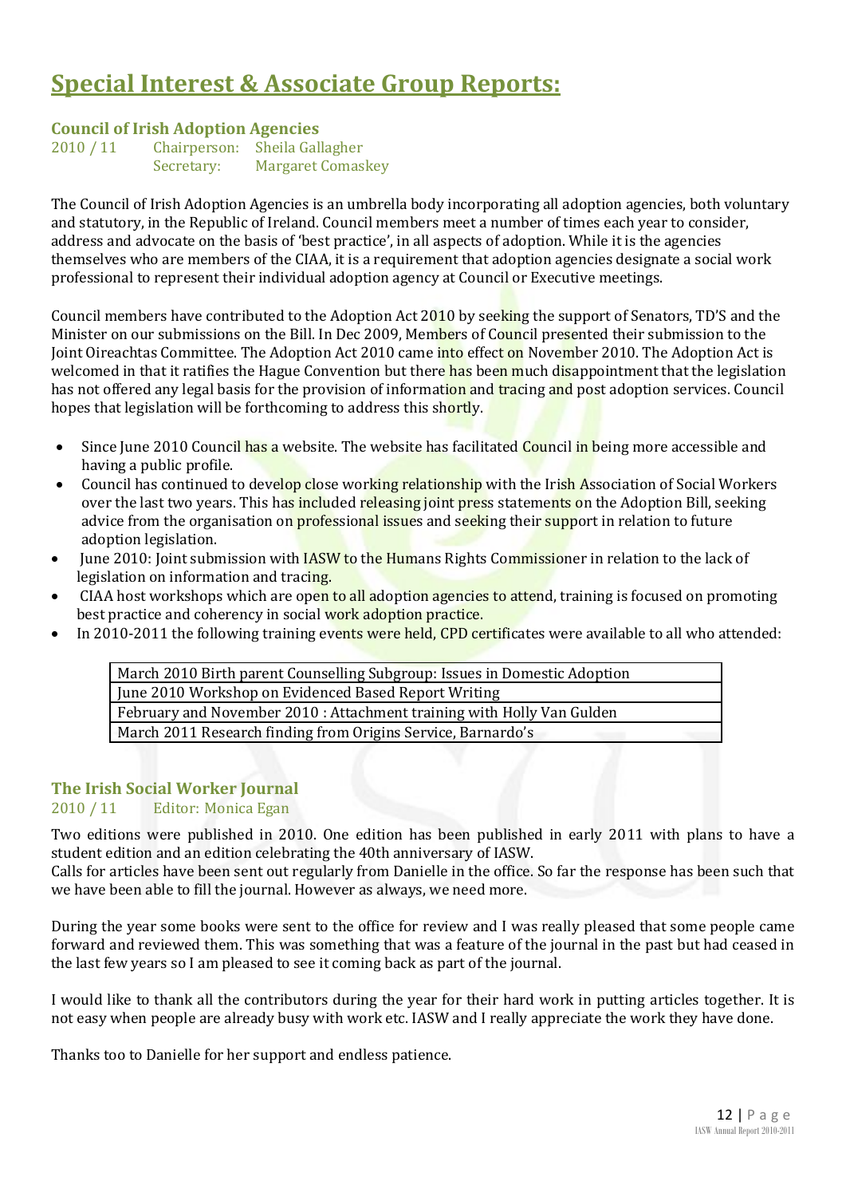# Special Interest & Associate Group Reports:

## Council of Irish Adoption Agencies

2010 / 11 Chairperson: Sheila Gallagher
Secretary: Margaret Comaskey

The Council of Irish Adoption Agencies is an umbrella body incorporating all adoption agencies, both voluntary and statutory, in the Republic of Ireland. Council members meet a number of times each year to consider, address and advocate on the basis of 'best practice', in all aspects of adoption. While it is the agencies themselves who are members of the CIAA, it is a requirement that adoption agencies designate a social work professional to represent their individual adoption agency at Council or Executive meetings.

Council members have contributed to the Adoption Act 2010 by seeking the support of Senators, TD'S and the Minister on our submissions on the Bill. In Dec 2009, Members of Council presented their submission to the Joint Oireachtas Committee. The Adoption Act 2010 came into effect on November 2010. The Adoption Act is welcomed in that it ratifies the Hague Convention but there has been much disappointment that the legislation has not offered any legal basis for the provision of information and tracing and post adoption services. Council hopes that legislation will be forthcoming to address this shortly.

- Since June 2010 Council has a website. The website has facilitated Council in being more accessible and having a public profile.
- Council has continued to develop close working relationship with the Irish Association of Social Workers over the last two years. This has included releasing joint press statements on the Adoption Bill, seeking advice from the organisation on professional issues and seeking their support in relation to future adoption legislation.
- June 2010: Joint submission with IASW to the Humans Rights Commissioner in relation to the lack of legislation on information and tracing.
- CIAA host workshops which are open to all adoption agencies to attend, training is focused on promoting best practice and coherency in social work adoption practice.
- In 2010-2011 the following training events were held, CPD certificates were available to all who attended:

| March 2010 Birth parent Counselling Subgroup: Issues in Domestic Adoption |
|---|
| June 2010 Workshop on Evidenced Based Report Writing |
| February and November 2010 : Attachment training with Holly Van Gulden |
| March 2011 Research finding from Origins Service, Barnardo's |

## The Irish Social Worker Journal

2010 / 11 Editor: Monica Egan

Two editions were published in 2010. One edition has been published in early 2011 with plans to have a student edition and an edition celebrating the 40th anniversary of IASW.
Calls for articles have been sent out regularly from Danielle in the office. So far the response has been such that we have been able to fill the journal. However as always, we need more.

During the year some books were sent to the office for review and I was really pleased that some people came forward and reviewed them. This was something that was a feature of the journal in the past but had ceased in the last few years so I am pleased to see it coming back as part of the journal.

I would like to thank all the contributors during the year for their hard work in putting articles together. It is not easy when people are already busy with work etc. IASW and I really appreciate the work they have done.

Thanks too to Danielle for her support and endless patience.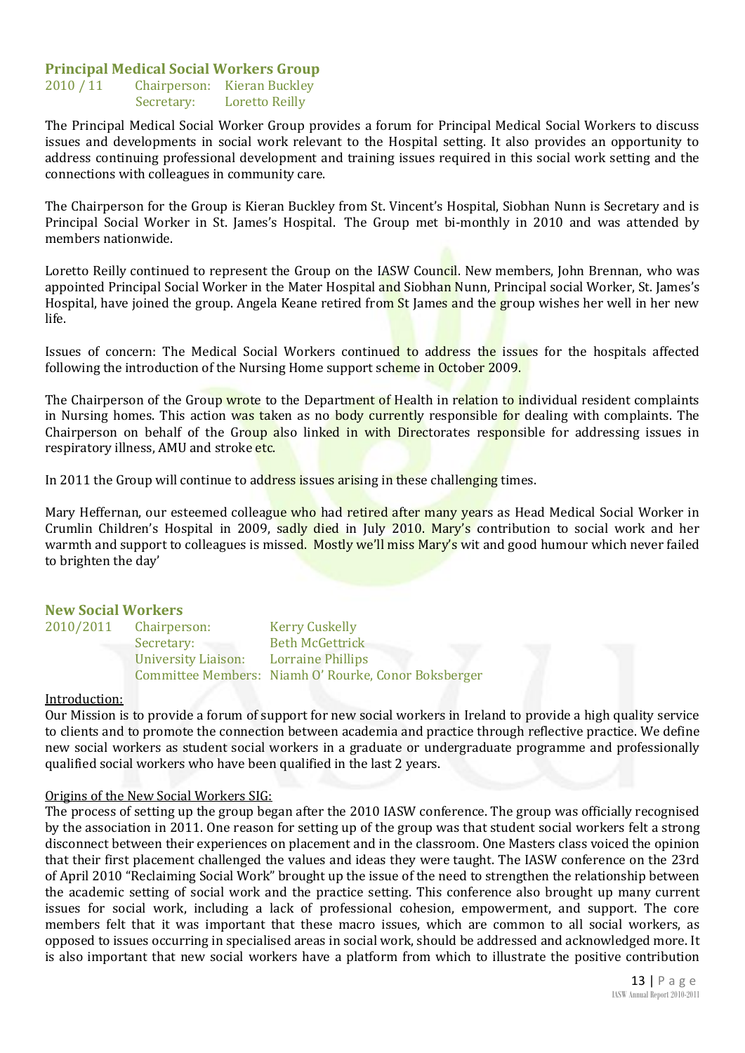## Principal Medical Social Workers Group

2010 / 11 Chairperson: Kieran Buckley
Secretary: Loretto Reilly

The Principal Medical Social Worker Group provides a forum for Principal Medical Social Workers to discuss issues and developments in social work relevant to the Hospital setting. It also provides an opportunity to address continuing professional development and training issues required in this social work setting and the connections with colleagues in community care.

The Chairperson for the Group is Kieran Buckley from St. Vincent's Hospital, Siobhan Nunn is Secretary and is Principal Social Worker in St. James's Hospital. The Group met bi-monthly in 2010 and was attended by members nationwide.

Loretto Reilly continued to represent the Group on the IASW Council. New members, John Brennan, who was appointed Principal Social Worker in the Mater Hospital and Siobhan Nunn, Principal social Worker, St. James's Hospital, have joined the group. Angela Keane retired from St James and the group wishes her well in her new life.

Issues of concern: The Medical Social Workers continued to address the issues for the hospitals affected following the introduction of the Nursing Home support scheme in October 2009.

The Chairperson of the Group wrote to the Department of Health in relation to individual resident complaints in Nursing homes. This action was taken as no body currently responsible for dealing with complaints. The Chairperson on behalf of the Group also linked in with Directorates responsible for addressing issues in respiratory illness, AMU and stroke etc.

In 2011 the Group will continue to address issues arising in these challenging times.

Mary Heffernan, our esteemed colleague who had retired after many years as Head Medical Social Worker in Crumlin Children's Hospital in 2009, sadly died in July 2010. Mary's contribution to social work and her warmth and support to colleagues is missed. Mostly we'll miss Mary's wit and good humour which never failed to brighten the day'

## New Social Workers

2010/2011 Chairperson: Kerry Cuskelly
Secretary: Beth McGettrick
University Liaison: Lorraine Phillips
Committee Members: Niamh O' Rourke, Conor Boksberger

<u>Introduction:</u>

Our Mission is to provide a forum of support for new social workers in Ireland to provide a high quality service to clients and to promote the connection between academia and practice through reflective practice. We define new social workers as student social workers in a graduate or undergraduate programme and professionally qualified social workers who have been qualified in the last 2 years.

<u>Origins of the New Social Workers SIG:</u>

The process of setting up the group began after the 2010 IASW conference. The group was officially recognised by the association in 2011. One reason for setting up of the group was that student social workers felt a strong disconnect between their experiences on placement and in the classroom. One Masters class voiced the opinion that their first placement challenged the values and ideas they were taught. The IASW conference on the 23rd of April 2010 "Reclaiming Social Work" brought up the issue of the need to strengthen the relationship between the academic setting of social work and the practice setting. This conference also brought up many current issues for social work, including a lack of professional cohesion, empowerment, and support. The core members felt that it was important that these macro issues, which are common to all social workers, as opposed to issues occurring in specialised areas in social work, should be addressed and acknowledged more. It is also important that new social workers have a platform from which to illustrate the positive contribution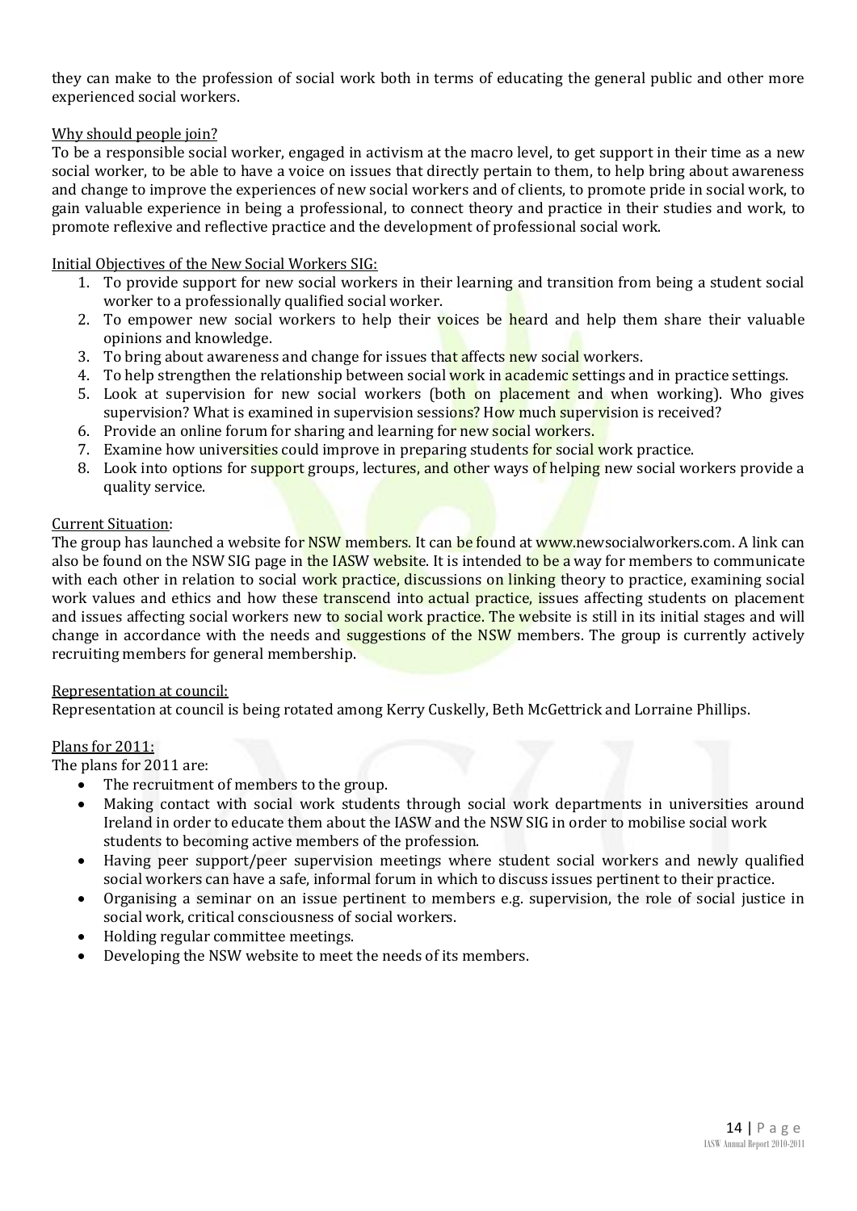they can make to the profession of social work both in terms of educating the general public and other more experienced social workers.

Why should people join?

To be a responsible social worker, engaged in activism at the macro level, to get support in their time as a new social worker, to be able to have a voice on issues that directly pertain to them, to help bring about awareness and change to improve the experiences of new social workers and of clients, to promote pride in social work, to gain valuable experience in being a professional, to connect theory and practice in their studies and work, to promote reflexive and reflective practice and the development of professional social work.

Initial Objectives of the New Social Workers SIG:

1. To provide support for new social workers in their learning and transition from being a student social worker to a professionally qualified social worker.
2. To empower new social workers to help their voices be heard and help them share their valuable opinions and knowledge.
3. To bring about awareness and change for issues that affects new social workers.
4. To help strengthen the relationship between social work in academic settings and in practice settings.
5. Look at supervision for new social workers (both on placement and when working). Who gives supervision? What is examined in supervision sessions? How much supervision is received?
6. Provide an online forum for sharing and learning for new social workers.
7. Examine how universities could improve in preparing students for social work practice.
8. Look into options for support groups, lectures, and other ways of helping new social workers provide a quality service.

Current Situation:

The group has launched a website for NSW members. It can be found at www.newsocialworkers.com. A link can also be found on the NSW SIG page in the IASW website. It is intended to be a way for members to communicate with each other in relation to social work practice, discussions on linking theory to practice, examining social work values and ethics and how these transcend into actual practice, issues affecting students on placement and issues affecting social workers new to social work practice. The website is still in its initial stages and will change in accordance with the needs and suggestions of the NSW members. The group is currently actively recruiting members for general membership.

Representation at council:

Representation at council is being rotated among Kerry Cuskelly, Beth McGettrick and Lorraine Phillips.

Plans for 2011:

The plans for 2011 are:

- The recruitment of members to the group.
- Making contact with social work students through social work departments in universities around Ireland in order to educate them about the IASW and the NSW SIG in order to mobilise social work students to becoming active members of the profession.
- Having peer support/peer supervision meetings where student social workers and newly qualified social workers can have a safe, informal forum in which to discuss issues pertinent to their practice.
- Organising a seminar on an issue pertinent to members e.g. supervision, the role of social justice in social work, critical consciousness of social workers.
- Holding regular committee meetings.
- Developing the NSW website to meet the needs of its members.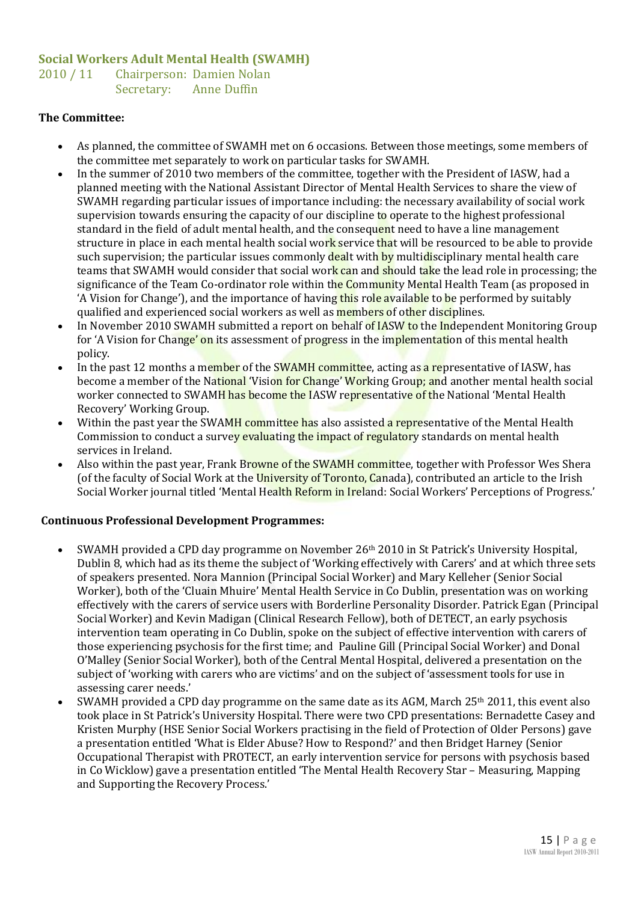## Social Workers Adult Mental Health (SWAMH)

2010 / 11 Chairperson: Damien Nolan
Secretary: Anne Duffin

**The Committee:**

- As planned, the committee of SWAMH met on 6 occasions. Between those meetings, some members of the committee met separately to work on particular tasks for SWAMH.
- In the summer of 2010 two members of the committee, together with the President of IASW, had a planned meeting with the National Assistant Director of Mental Health Services to share the view of SWAMH regarding particular issues of importance including: the necessary availability of social work supervision towards ensuring the capacity of our discipline to operate to the highest professional standard in the field of adult mental health, and the consequent need to have a line management structure in place in each mental health social work service that will be resourced to be able to provide such supervision; the particular issues commonly dealt with by multidisciplinary mental health care teams that SWAMH would consider that social work can and should take the lead role in processing; the significance of the Team Co-ordinator role within the Community Mental Health Team (as proposed in 'A Vision for Change'), and the importance of having this role available to be performed by suitably qualified and experienced social workers as well as members of other disciplines.
- In November 2010 SWAMH submitted a report on behalf of IASW to the Independent Monitoring Group for 'A Vision for Change' on its assessment of progress in the implementation of this mental health policy.
- In the past 12 months a member of the SWAMH committee, acting as a representative of IASW, has become a member of the National 'Vision for Change' Working Group; and another mental health social worker connected to SWAMH has become the IASW representative of the National 'Mental Health Recovery' Working Group.
- Within the past year the SWAMH committee has also assisted a representative of the Mental Health Commission to conduct a survey evaluating the impact of regulatory standards on mental health services in Ireland.
- Also within the past year, Frank Browne of the SWAMH committee, together with Professor Wes Shera (of the faculty of Social Work at the University of Toronto, Canada), contributed an article to the Irish Social Worker journal titled 'Mental Health Reform in Ireland: Social Workers' Perceptions of Progress.'

**Continuous Professional Development Programmes:**

- SWAMH provided a CPD day programme on November 26th 2010 in St Patrick's University Hospital, Dublin 8, which had as its theme the subject of 'Working effectively with Carers' and at which three sets of speakers presented. Nora Mannion (Principal Social Worker) and Mary Kelleher (Senior Social Worker), both of the 'Cluain Mhuire' Mental Health Service in Co Dublin, presentation was on working effectively with the carers of service users with Borderline Personality Disorder. Patrick Egan (Principal Social Worker) and Kevin Madigan (Clinical Research Fellow), both of DETECT, an early psychosis intervention team operating in Co Dublin, spoke on the subject of effective intervention with carers of those experiencing psychosis for the first time; and Pauline Gill (Principal Social Worker) and Donal O'Malley (Senior Social Worker), both of the Central Mental Hospital, delivered a presentation on the subject of 'working with carers who are victims' and on the subject of 'assessment tools for use in assessing carer needs.'
- SWAMH provided a CPD day programme on the same date as its AGM, March 25th 2011, this event also took place in St Patrick's University Hospital. There were two CPD presentations: Bernadette Casey and Kristen Murphy (HSE Senior Social Workers practising in the field of Protection of Older Persons) gave a presentation entitled 'What is Elder Abuse? How to Respond?' and then Bridget Harney (Senior Occupational Therapist with PROTECT, an early intervention service for persons with psychosis based in Co Wicklow) gave a presentation entitled 'The Mental Health Recovery Star – Measuring, Mapping and Supporting the Recovery Process.'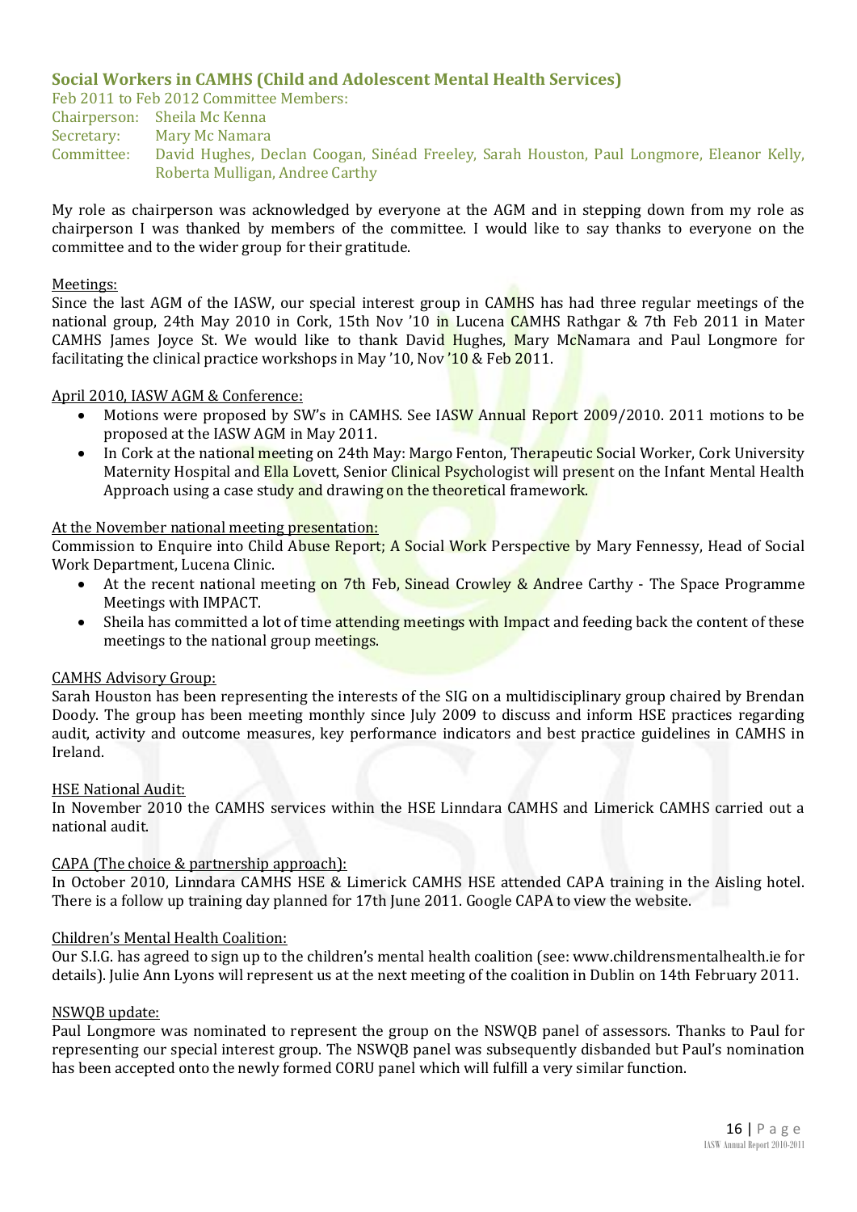## Social Workers in CAMHS (Child and Adolescent Mental Health Services)

Feb 2011 to Feb 2012 Committee Members:

Chairperson: Sheila Mc Kenna
Secretary: Mary Mc Namara
Committee: David Hughes, Declan Coogan, Sinéad Freeley, Sarah Houston, Paul Longmore, Eleanor Kelly, Roberta Mulligan, Andree Carthy

My role as chairperson was acknowledged by everyone at the AGM and in stepping down from my role as chairperson I was thanked by members of the committee. I would like to say thanks to everyone on the committee and to the wider group for their gratitude.

Meetings:

Since the last AGM of the IASW, our special interest group in CAMHS has had three regular meetings of the national group, 24th May 2010 in Cork, 15th Nov '10 in Lucena CAMHS Rathgar & 7th Feb 2011 in Mater CAMHS James Joyce St. We would like to thank David Hughes, Mary McNamara and Paul Longmore for facilitating the clinical practice workshops in May '10, Nov '10 & Feb 2011.

April 2010, IASW AGM & Conference:

- Motions were proposed by SW's in CAMHS. See IASW Annual Report 2009/2010. 2011 motions to be proposed at the IASW AGM in May 2011.
- In Cork at the national meeting on 24th May: Margo Fenton, Therapeutic Social Worker, Cork University Maternity Hospital and Ella Lovett, Senior Clinical Psychologist will present on the Infant Mental Health Approach using a case study and drawing on the theoretical framework.

At the November national meeting presentation:

Commission to Enquire into Child Abuse Report; A Social Work Perspective by Mary Fennessy, Head of Social Work Department, Lucena Clinic.

- At the recent national meeting on 7th Feb, Sinead Crowley & Andree Carthy - The Space Programme Meetings with IMPACT.
- Sheila has committed a lot of time attending meetings with Impact and feeding back the content of these meetings to the national group meetings.

CAMHS Advisory Group:

Sarah Houston has been representing the interests of the SIG on a multidisciplinary group chaired by Brendan Doody. The group has been meeting monthly since July 2009 to discuss and inform HSE practices regarding audit, activity and outcome measures, key performance indicators and best practice guidelines in CAMHS in Ireland.

HSE National Audit:

In November 2010 the CAMHS services within the HSE Linndara CAMHS and Limerick CAMHS carried out a national audit.

CAPA (The choice & partnership approach):

In October 2010, Linndara CAMHS HSE & Limerick CAMHS HSE attended CAPA training in the Aisling hotel. There is a follow up training day planned for 17th June 2011. Google CAPA to view the website.

Children's Mental Health Coalition:

Our S.I.G. has agreed to sign up to the children's mental health coalition (see: www.childrensmentalhealth.ie for details). Julie Ann Lyons will represent us at the next meeting of the coalition in Dublin on 14th February 2011.

NSWQB update:

Paul Longmore was nominated to represent the group on the NSWQB panel of assessors. Thanks to Paul for representing our special interest group. The NSWQB panel was subsequently disbanded but Paul's nomination has been accepted onto the newly formed CORU panel which will fulfill a very similar function.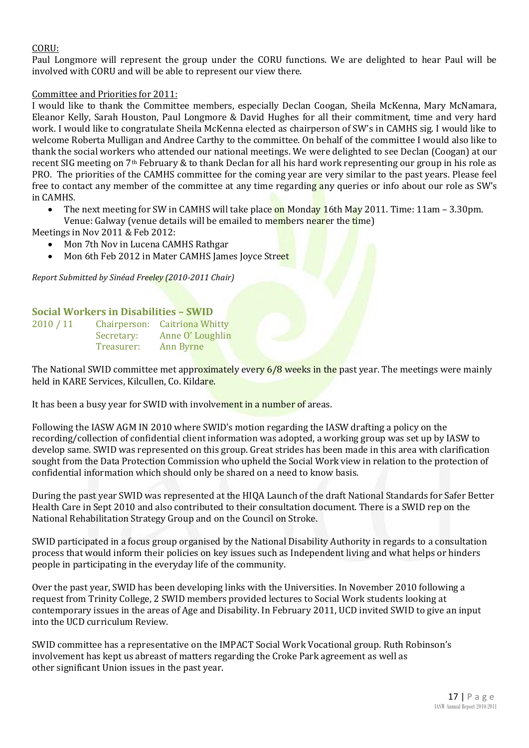CORU:

Paul Longmore will represent the group under the CORU functions. We are delighted to hear Paul will be involved with CORU and will be able to represent our view there.

Committee and Priorities for 2011:

I would like to thank the Committee members, especially Declan Coogan, Sheila McKenna, Mary McNamara, Eleanor Kelly, Sarah Houston, Paul Longmore & David Hughes for all their commitment, time and very hard work. I would like to congratulate Sheila McKenna elected as chairperson of SW's in CAMHS sig. I would like to welcome Roberta Mulligan and Andree Carthy to the committee. On behalf of the committee I would also like to thank the social workers who attended our national meetings. We were delighted to see Declan (Coogan) at our recent SIG meeting on 7th February & to thank Declan for all his hard work representing our group in his role as PRO. The priorities of the CAMHS committee for the coming year are very similar to the past years. Please feel free to contact any member of the committee at any time regarding any queries or info about our role as SW's in CAMHS.

- The next meeting for SW in CAMHS will take place on Monday 16th May 2011. Time: 11am – 3.30pm. Venue: Galway (venue details will be emailed to members nearer the time)

Meetings in Nov 2011 & Feb 2012:

- Mon 7th Nov in Lucena CAMHS Rathgar
- Mon 6th Feb 2012 in Mater CAMHS James Joyce Street

*Report Submitted by Sinéad Freeley (2010-2011 Chair)*

## Social Workers in Disabilities – SWID

2010 / 11

| | | |
|---|---|---|
| 2010 / 11 | Chairperson: | Caitriona Whitty |
| | Secretary: | Anne O' Loughlin |
| | Treasurer: | Ann Byrne |

The National SWID committee met approximately every 6/8 weeks in the past year. The meetings were mainly held in KARE Services, Kilcullen, Co. Kildare.

It has been a busy year for SWID with involvement in a number of areas.

Following the IASW AGM IN 2010 where SWID's motion regarding the IASW drafting a policy on the recording/collection of confidential client information was adopted, a working group was set up by IASW to develop same. SWID was represented on this group. Great strides has been made in this area with clarification sought from the Data Protection Commission who upheld the Social Work view in relation to the protection of confidential information which should only be shared on a need to know basis.

During the past year SWID was represented at the HIQA Launch of the draft National Standards for Safer Better Health Care in Sept 2010 and also contributed to their consultation document. There is a SWID rep on the National Rehabilitation Strategy Group and on the Council on Stroke.

SWID participated in a focus group organised by the National Disability Authority in regards to a consultation process that would inform their policies on key issues such as Independent living and what helps or hinders people in participating in the everyday life of the community.

Over the past year, SWID has been developing links with the Universities. In November 2010 following a request from Trinity College, 2 SWID members provided lectures to Social Work students looking at contemporary issues in the areas of Age and Disability. In February 2011, UCD invited SWID to give an input into the UCD curriculum Review.

SWID committee has a representative on the IMPACT Social Work Vocational group. Ruth Robinson's involvement has kept us abreast of matters regarding the Croke Park agreement as well as other significant Union issues in the past year.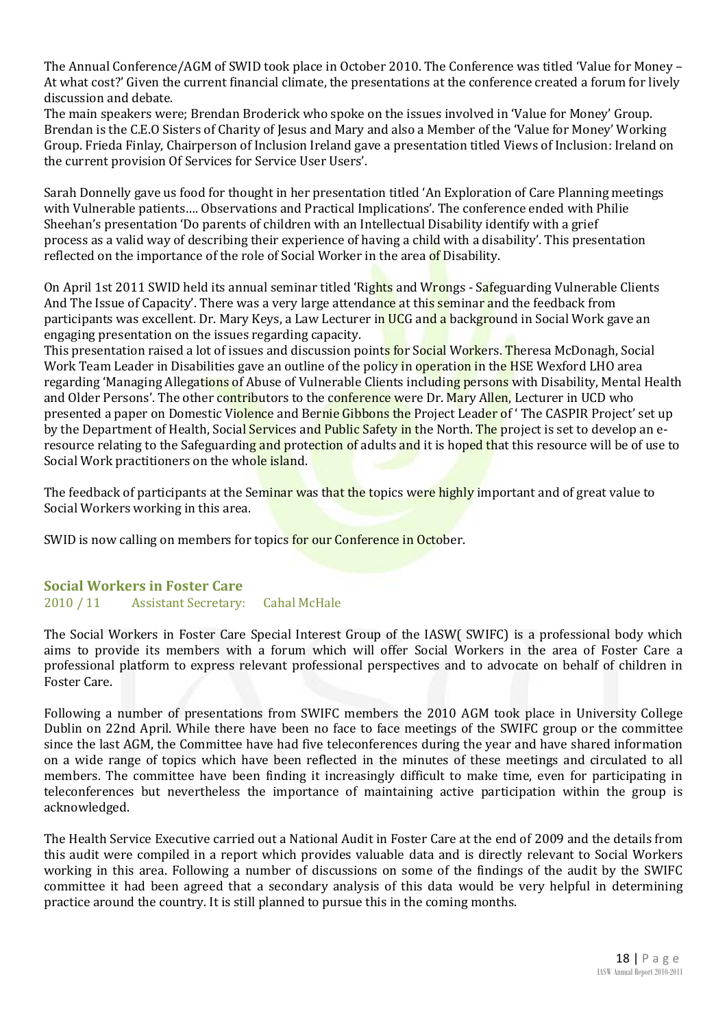The Annual Conference/AGM of SWID took place in October 2010. The Conference was titled 'Value for Money – At what cost?' Given the current financial climate, the presentations at the conference created a forum for lively discussion and debate.
The main speakers were; Brendan Broderick who spoke on the issues involved in 'Value for Money' Group. Brendan is the C.E.O Sisters of Charity of Jesus and Mary and also a Member of the 'Value for Money' Working Group. Frieda Finlay, Chairperson of Inclusion Ireland gave a presentation titled Views of Inclusion: Ireland on the current provision Of Services for Service User Users'.

Sarah Donnelly gave us food for thought in her presentation titled 'An Exploration of Care Planning meetings with Vulnerable patients…. Observations and Practical Implications'. The conference ended with Philie Sheehan's presentation 'Do parents of children with an Intellectual Disability identify with a grief process as a valid way of describing their experience of having a child with a disability'. This presentation reflected on the importance of the role of Social Worker in the area of Disability.

On April 1st 2011 SWID held its annual seminar titled 'Rights and Wrongs - Safeguarding Vulnerable Clients And The Issue of Capacity'. There was a very large attendance at this seminar and the feedback from participants was excellent. Dr. Mary Keys, a Law Lecturer in UCG and a background in Social Work gave an engaging presentation on the issues regarding capacity.
This presentation raised a lot of issues and discussion points for Social Workers. Theresa McDonagh, Social Work Team Leader in Disabilities gave an outline of the policy in operation in the HSE Wexford LHO area regarding 'Managing Allegations of Abuse of Vulnerable Clients including persons with Disability, Mental Health and Older Persons'. The other contributors to the conference were Dr. Mary Allen, Lecturer in UCD who presented a paper on Domestic Violence and Bernie Gibbons the Project Leader of ' The CASPIR Project' set up by the Department of Health, Social Services and Public Safety in the North. The project is set to develop an e-resource relating to the Safeguarding and protection of adults and it is hoped that this resource will be of use to Social Work practitioners on the whole island.

The feedback of participants at the Seminar was that the topics were highly important and of great value to Social Workers working in this area.

SWID is now calling on members for topics for our Conference in October.

## Social Workers in Foster Care

2010 / 11 Assistant Secretary: Cahal McHale

The Social Workers in Foster Care Special Interest Group of the IASW( SWIFC) is a professional body which aims to provide its members with a forum which will offer Social Workers in the area of Foster Care a professional platform to express relevant professional perspectives and to advocate on behalf of children in Foster Care.

Following a number of presentations from SWIFC members the 2010 AGM took place in University College Dublin on 22nd April. While there have been no face to face meetings of the SWIFC group or the committee since the last AGM, the Committee have had five teleconferences during the year and have shared information on a wide range of topics which have been reflected in the minutes of these meetings and circulated to all members. The committee have been finding it increasingly difficult to make time, even for participating in teleconferences but nevertheless the importance of maintaining active participation within the group is acknowledged.

The Health Service Executive carried out a National Audit in Foster Care at the end of 2009 and the details from this audit were compiled in a report which provides valuable data and is directly relevant to Social Workers working in this area. Following a number of discussions on some of the findings of the audit by the SWIFC committee it had been agreed that a secondary analysis of this data would be very helpful in determining practice around the country. It is still planned to pursue this in the coming months.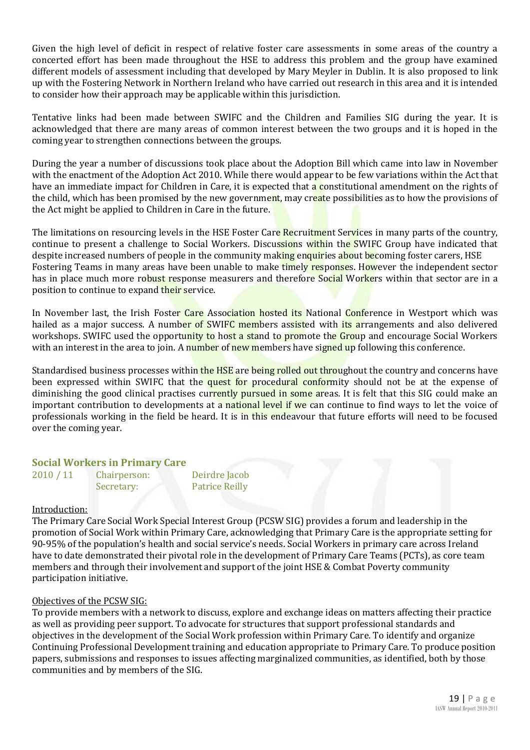Given the high level of deficit in respect of relative foster care assessments in some areas of the country a concerted effort has been made throughout the HSE to address this problem and the group have examined different models of assessment including that developed by Mary Meyler in Dublin. It is also proposed to link up with the Fostering Network in Northern Ireland who have carried out research in this area and it is intended to consider how their approach may be applicable within this jurisdiction.

Tentative links had been made between SWIFC and the Children and Families SIG during the year. It is acknowledged that there are many areas of common interest between the two groups and it is hoped in the coming year to strengthen connections between the groups.

During the year a number of discussions took place about the Adoption Bill which came into law in November with the enactment of the Adoption Act 2010. While there would appear to be few variations within the Act that have an immediate impact for Children in Care, it is expected that a constitutional amendment on the rights of the child, which has been promised by the new government, may create possibilities as to how the provisions of the Act might be applied to Children in Care in the future.

The limitations on resourcing levels in the HSE Foster Care Recruitment Services in many parts of the country, continue to present a challenge to Social Workers. Discussions within the SWIFC Group have indicated that despite increased numbers of people in the community making enquiries about becoming foster carers, HSE Fostering Teams in many areas have been unable to make timely responses. However the independent sector has in place much more robust response measurers and therefore Social Workers within that sector are in a position to continue to expand their service.

In November last, the Irish Foster Care Association hosted its National Conference in Westport which was hailed as a major success. A number of SWIFC members assisted with its arrangements and also delivered workshops. SWIFC used the opportunity to host a stand to promote the Group and encourage Social Workers with an interest in the area to join. A number of new members have signed up following this conference.

Standardised business processes within the HSE are being rolled out throughout the country and concerns have been expressed within SWIFC that the quest for procedural conformity should not be at the expense of diminishing the good clinical practises currently pursued in some areas. It is felt that this SIG could make an important contribution to developments at a national level if we can continue to find ways to let the voice of professionals working in the field be heard. It is in this endeavour that future efforts will need to be focused over the coming year.

## Social Workers in Primary Care

2010 / 11 Chairperson: Deirdre Jacob
Secretary: Patrice Reilly

Introduction:

The Primary Care Social Work Special Interest Group (PCSW SIG) provides a forum and leadership in the promotion of Social Work within Primary Care, acknowledging that Primary Care is the appropriate setting for 90-95% of the population's health and social service's needs. Social Workers in primary care across Ireland have to date demonstrated their pivotal role in the development of Primary Care Teams (PCTs), as core team members and through their involvement and support of the joint HSE & Combat Poverty community participation initiative.

Objectives of the PCSW SIG:

To provide members with a network to discuss, explore and exchange ideas on matters affecting their practice as well as providing peer support. To advocate for structures that support professional standards and objectives in the development of the Social Work profession within Primary Care. To identify and organize Continuing Professional Development training and education appropriate to Primary Care. To produce position papers, submissions and responses to issues affecting marginalized communities, as identified, both by those communities and by members of the SIG.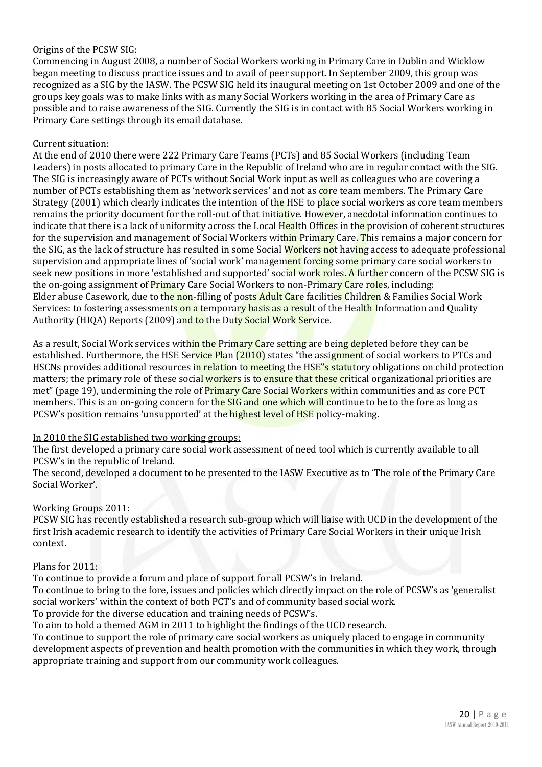Origins of the PCSW SIG:

Commencing in August 2008, a number of Social Workers working in Primary Care in Dublin and Wicklow began meeting to discuss practice issues and to avail of peer support. In September 2009, this group was recognized as a SIG by the IASW. The PCSW SIG held its inaugural meeting on 1st October 2009 and one of the groups key goals was to make links with as many Social Workers working in the area of Primary Care as possible and to raise awareness of the SIG. Currently the SIG is in contact with 85 Social Workers working in Primary Care settings through its email database.

Current situation:

At the end of 2010 there were 222 Primary Care Teams (PCTs) and 85 Social Workers (including Team Leaders) in posts allocated to primary Care in the Republic of Ireland who are in regular contact with the SIG. The SIG is increasingly aware of PCTs without Social Work input as well as colleagues who are covering a number of PCTs establishing them as 'network services' and not as core team members. The Primary Care Strategy (2001) which clearly indicates the intention of the HSE to place social workers as core team members remains the priority document for the roll-out of that initiative. However, anecdotal information continues to indicate that there is a lack of uniformity across the Local Health Offices in the provision of coherent structures for the supervision and management of Social Workers within Primary Care. This remains a major concern for the SIG, as the lack of structure has resulted in some Social Workers not having access to adequate professional supervision and appropriate lines of 'social work' management forcing some primary care social workers to seek new positions in more 'established and supported' social work roles. A further concern of the PCSW SIG is the on-going assignment of Primary Care Social Workers to non-Primary Care roles, including: Elder abuse Casework, due to the non-filling of posts Adult Care facilities Children & Families Social Work Services: to fostering assessments on a temporary basis as a result of the Health Information and Quality Authority (HIQA) Reports (2009) and to the Duty Social Work Service.

As a result, Social Work services within the Primary Care setting are being depleted before they can be established. Furthermore, the HSE Service Plan (2010) states "the assignment of social workers to PTCs and HSCNs provides additional resources in relation to meeting the HSE"s statutory obligations on child protection matters; the primary role of these social workers is to ensure that these critical organizational priorities are met" (page 19), undermining the role of Primary Care Social Workers within communities and as core PCT members. This is an on-going concern for the SIG and one which will continue to be to the fore as long as PCSW's position remains 'unsupported' at the highest level of HSE policy-making.

In 2010 the SIG established two working groups:

The first developed a primary care social work assessment of need tool which is currently available to all PCSW's in the republic of Ireland.

The second, developed a document to be presented to the IASW Executive as to 'The role of the Primary Care Social Worker'.

Working Groups 2011:

PCSW SIG has recently established a research sub-group which will liaise with UCD in the development of the first Irish academic research to identify the activities of Primary Care Social Workers in their unique Irish context.

Plans for 2011:

To continue to provide a forum and place of support for all PCSW's in Ireland.

To continue to bring to the fore, issues and policies which directly impact on the role of PCSW's as 'generalist social workers' within the context of both PCT's and of community based social work.

To provide for the diverse education and training needs of PCSW's.

To aim to hold a themed AGM in 2011 to highlight the findings of the UCD research.

To continue to support the role of primary care social workers as uniquely placed to engage in community development aspects of prevention and health promotion with the communities in which they work, through appropriate training and support from our community work colleagues.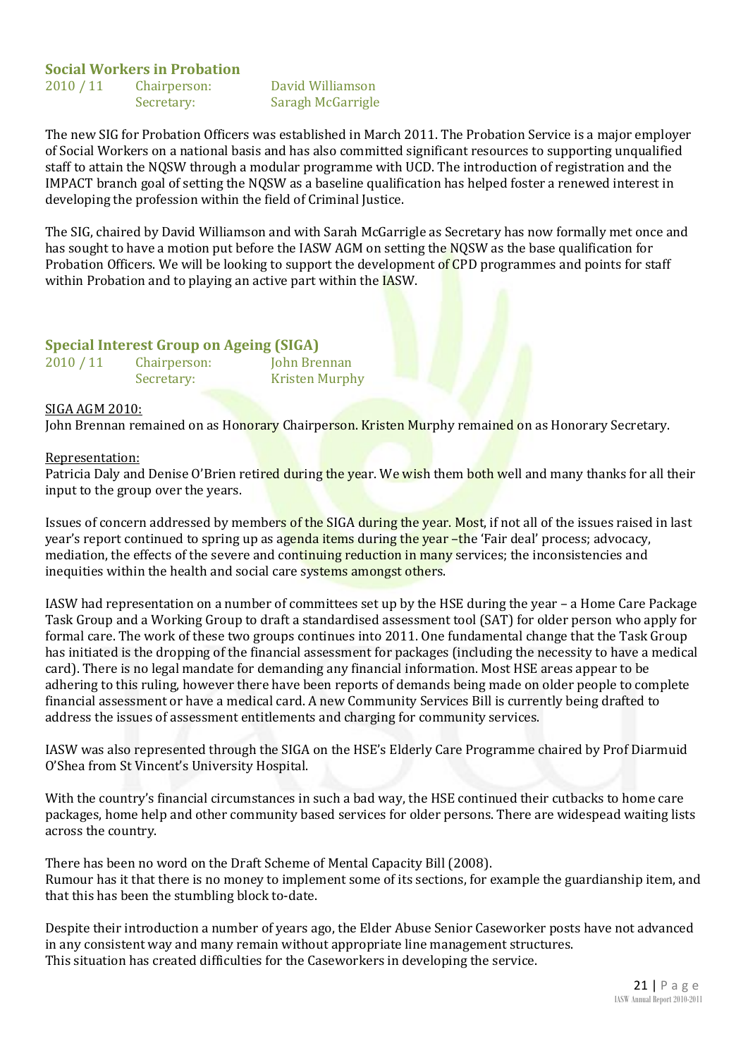## Social Workers in Probation

| 2010 / 11 | Chairperson: | David Williamson |
|---|---|---|
| | Secretary: | Saragh McGarrigle |

The new SIG for Probation Officers was established in March 2011. The Probation Service is a major employer of Social Workers on a national basis and has also committed significant resources to supporting unqualified staff to attain the NQSW through a modular programme with UCD. The introduction of registration and the IMPACT branch goal of setting the NQSW as a baseline qualification has helped foster a renewed interest in developing the profession within the field of Criminal Justice.

The SIG, chaired by David Williamson and with Sarah McGarrigle as Secretary has now formally met once and has sought to have a motion put before the IASW AGM on setting the NQSW as the base qualification for Probation Officers. We will be looking to support the development of CPD programmes and points for staff within Probation and to playing an active part within the IASW.

## Special Interest Group on Ageing (SIGA)

| 2010 / 11 | Chairperson: | John Brennan |
|---|---|---|
| | Secretary: | Kristen Murphy |

SIGA AGM 2010:
John Brennan remained on as Honorary Chairperson. Kristen Murphy remained on as Honorary Secretary.

Representation:
Patricia Daly and Denise O'Brien retired during the year. We wish them both well and many thanks for all their input to the group over the years.

Issues of concern addressed by members of the SIGA during the year. Most, if not all of the issues raised in last year's report continued to spring up as agenda items during the year –the 'Fair deal' process; advocacy, mediation, the effects of the severe and continuing reduction in many services; the inconsistencies and inequities within the health and social care systems amongst others.

IASW had representation on a number of committees set up by the HSE during the year – a Home Care Package Task Group and a Working Group to draft a standardised assessment tool (SAT) for older person who apply for formal care. The work of these two groups continues into 2011. One fundamental change that the Task Group has initiated is the dropping of the financial assessment for packages (including the necessity to have a medical card). There is no legal mandate for demanding any financial information. Most HSE areas appear to be adhering to this ruling, however there have been reports of demands being made on older people to complete financial assessment or have a medical card. A new Community Services Bill is currently being drafted to address the issues of assessment entitlements and charging for community services.

IASW was also represented through the SIGA on the HSE's Elderly Care Programme chaired by Prof Diarmuid O'Shea from St Vincent's University Hospital.

With the country's financial circumstances in such a bad way, the HSE continued their cutbacks to home care packages, home help and other community based services for older persons. There are widespead waiting lists across the country.

There has been no word on the Draft Scheme of Mental Capacity Bill (2008).
Rumour has it that there is no money to implement some of its sections, for example the guardianship item, and that this has been the stumbling block to-date.

Despite their introduction a number of years ago, the Elder Abuse Senior Caseworker posts have not advanced in any consistent way and many remain without appropriate line management structures.
This situation has created difficulties for the Caseworkers in developing the service.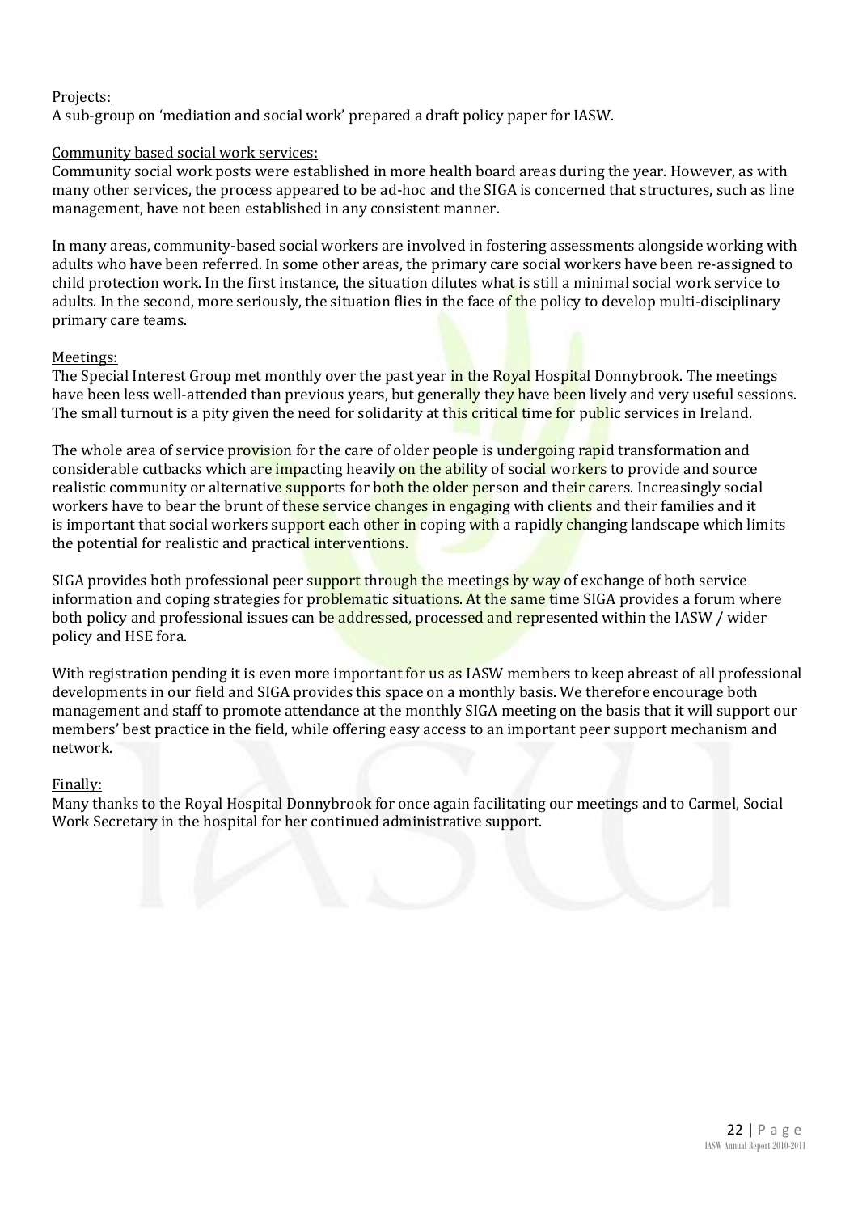Projects:

A sub-group on 'mediation and social work' prepared a draft policy paper for IASW.

Community based social work services:

Community social work posts were established in more health board areas during the year. However, as with many other services, the process appeared to be ad-hoc and the SIGA is concerned that structures, such as line management, have not been established in any consistent manner.

In many areas, community-based social workers are involved in fostering assessments alongside working with adults who have been referred. In some other areas, the primary care social workers have been re-assigned to child protection work. In the first instance, the situation dilutes what is still a minimal social work service to adults. In the second, more seriously, the situation flies in the face of the policy to develop multi-disciplinary primary care teams.

Meetings:

The Special Interest Group met monthly over the past year in the Royal Hospital Donnybrook. The meetings have been less well-attended than previous years, but generally they have been lively and very useful sessions. The small turnout is a pity given the need for solidarity at this critical time for public services in Ireland.

The whole area of service provision for the care of older people is undergoing rapid transformation and considerable cutbacks which are impacting heavily on the ability of social workers to provide and source realistic community or alternative supports for both the older person and their carers. Increasingly social workers have to bear the brunt of these service changes in engaging with clients and their families and it is important that social workers support each other in coping with a rapidly changing landscape which limits the potential for realistic and practical interventions.

SIGA provides both professional peer support through the meetings by way of exchange of both service information and coping strategies for problematic situations. At the same time SIGA provides a forum where both policy and professional issues can be addressed, processed and represented within the IASW / wider policy and HSE fora.

With registration pending it is even more important for us as IASW members to keep abreast of all professional developments in our field and SIGA provides this space on a monthly basis. We therefore encourage both management and staff to promote attendance at the monthly SIGA meeting on the basis that it will support our members' best practice in the field, while offering easy access to an important peer support mechanism and network.

Finally:

Many thanks to the Royal Hospital Donnybrook for once again facilitating our meetings and to Carmel, Social Work Secretary in the hospital for her continued administrative support.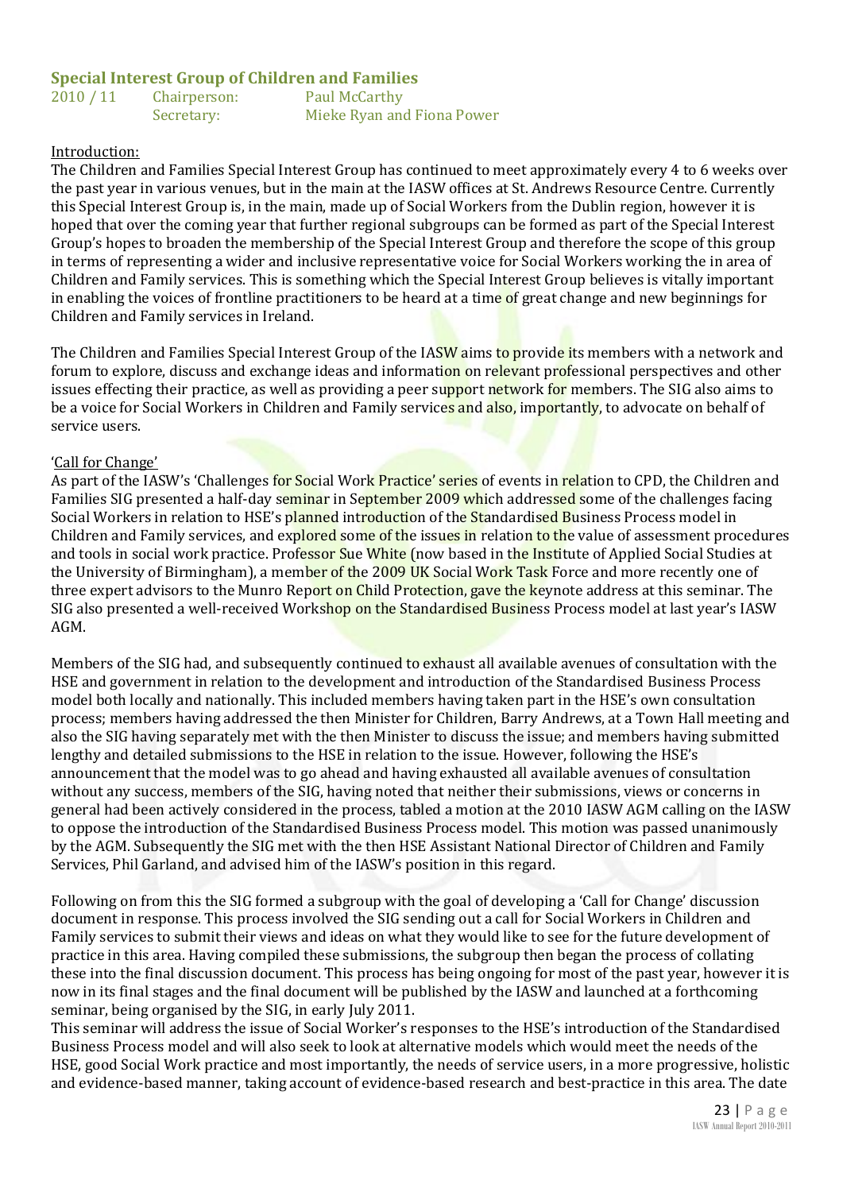## Special Interest Group of Children and Families

2010 / 11 Chairperson: Paul McCarthy
Secretary: Mieke Ryan and Fiona Power

Introduction:

The Children and Families Special Interest Group has continued to meet approximately every 4 to 6 weeks over the past year in various venues, but in the main at the IASW offices at St. Andrews Resource Centre. Currently this Special Interest Group is, in the main, made up of Social Workers from the Dublin region, however it is hoped that over the coming year that further regional subgroups can be formed as part of the Special Interest Group's hopes to broaden the membership of the Special Interest Group and therefore the scope of this group in terms of representing a wider and inclusive representative voice for Social Workers working the in area of Children and Family services. This is something which the Special Interest Group believes is vitally important in enabling the voices of frontline practitioners to be heard at a time of great change and new beginnings for Children and Family services in Ireland.

The Children and Families Special Interest Group of the IASW aims to provide its members with a network and forum to explore, discuss and exchange ideas and information on relevant professional perspectives and other issues effecting their practice, as well as providing a peer support network for members. The SIG also aims to be a voice for Social Workers in Children and Family services and also, importantly, to advocate on behalf of service users.

'Call for Change'

As part of the IASW's 'Challenges for Social Work Practice' series of events in relation to CPD, the Children and Families SIG presented a half-day seminar in September 2009 which addressed some of the challenges facing Social Workers in relation to HSE's planned introduction of the Standardised Business Process model in Children and Family services, and explored some of the issues in relation to the value of assessment procedures and tools in social work practice. Professor Sue White (now based in the Institute of Applied Social Studies at the University of Birmingham), a member of the 2009 UK Social Work Task Force and more recently one of three expert advisors to the Munro Report on Child Protection, gave the keynote address at this seminar. The SIG also presented a well-received Workshop on the Standardised Business Process model at last year's IASW AGM.

Members of the SIG had, and subsequently continued to exhaust all available avenues of consultation with the HSE and government in relation to the development and introduction of the Standardised Business Process model both locally and nationally. This included members having taken part in the HSE's own consultation process; members having addressed the then Minister for Children, Barry Andrews, at a Town Hall meeting and also the SIG having separately met with the then Minister to discuss the issue; and members having submitted lengthy and detailed submissions to the HSE in relation to the issue. However, following the HSE's announcement that the model was to go ahead and having exhausted all available avenues of consultation without any success, members of the SIG, having noted that neither their submissions, views or concerns in general had been actively considered in the process, tabled a motion at the 2010 IASW AGM calling on the IASW to oppose the introduction of the Standardised Business Process model. This motion was passed unanimously by the AGM. Subsequently the SIG met with the then HSE Assistant National Director of Children and Family Services, Phil Garland, and advised him of the IASW's position in this regard.

Following on from this the SIG formed a subgroup with the goal of developing a 'Call for Change' discussion document in response. This process involved the SIG sending out a call for Social Workers in Children and Family services to submit their views and ideas on what they would like to see for the future development of practice in this area. Having compiled these submissions, the subgroup then began the process of collating these into the final discussion document. This process has being ongoing for most of the past year, however it is now in its final stages and the final document will be published by the IASW and launched at a forthcoming seminar, being organised by the SIG, in early July 2011.

This seminar will address the issue of Social Worker's responses to the HSE's introduction of the Standardised Business Process model and will also seek to look at alternative models which would meet the needs of the HSE, good Social Work practice and most importantly, the needs of service users, in a more progressive, holistic and evidence-based manner, taking account of evidence-based research and best-practice in this area. The date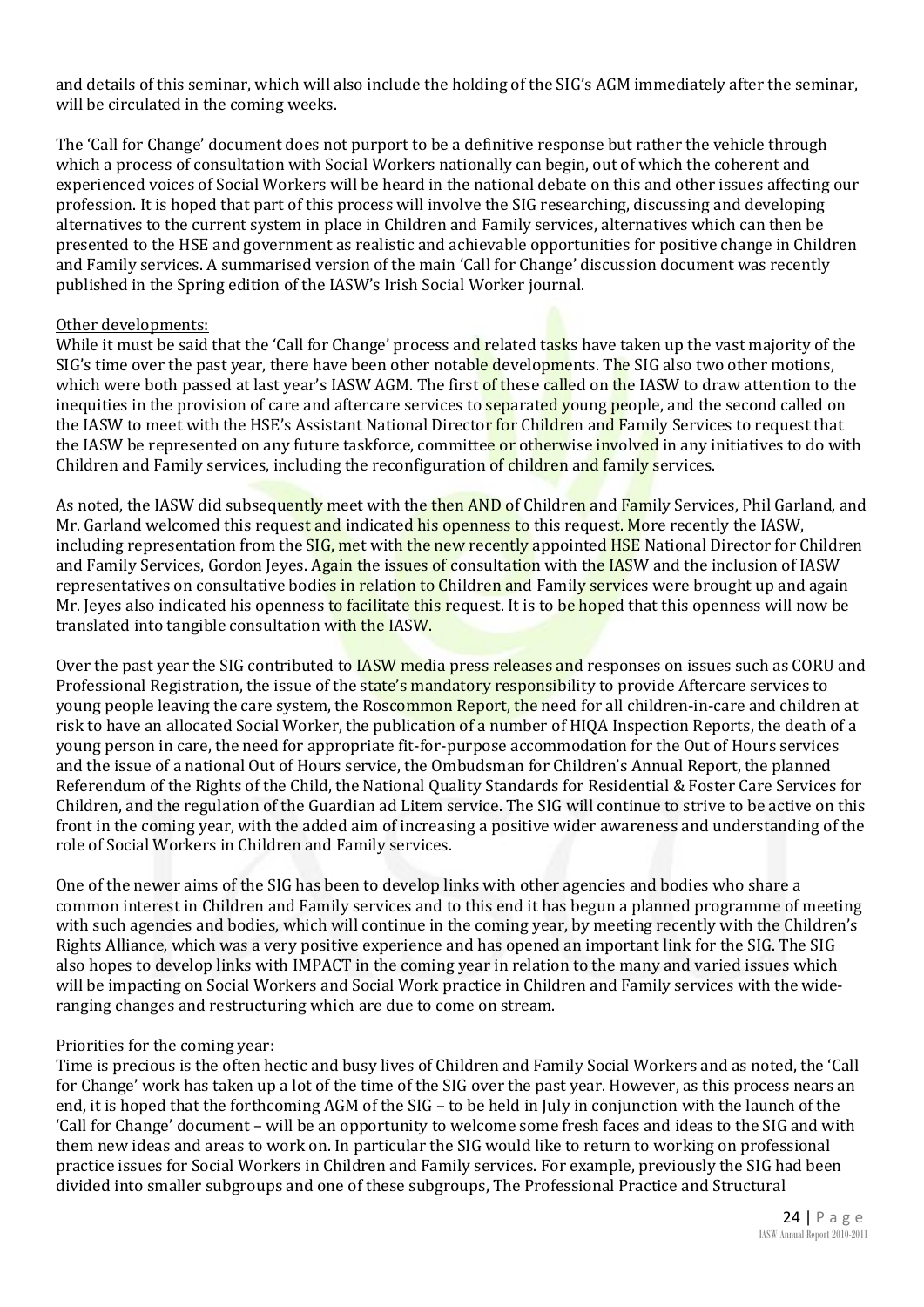and details of this seminar, which will also include the holding of the SIG's AGM immediately after the seminar, will be circulated in the coming weeks.

The 'Call for Change' document does not purport to be a definitive response but rather the vehicle through which a process of consultation with Social Workers nationally can begin, out of which the coherent and experienced voices of Social Workers will be heard in the national debate on this and other issues affecting our profession. It is hoped that part of this process will involve the SIG researching, discussing and developing alternatives to the current system in place in Children and Family services, alternatives which can then be presented to the HSE and government as realistic and achievable opportunities for positive change in Children and Family services. A summarised version of the main 'Call for Change' discussion document was recently published in the Spring edition of the IASW's Irish Social Worker journal.

Other developments:

While it must be said that the 'Call for Change' process and related tasks have taken up the vast majority of the SIG's time over the past year, there have been other notable developments. The SIG also two other motions, which were both passed at last year's IASW AGM. The first of these called on the IASW to draw attention to the inequities in the provision of care and aftercare services to separated young people, and the second called on the IASW to meet with the HSE's Assistant National Director for Children and Family Services to request that the IASW be represented on any future taskforce, committee or otherwise involved in any initiatives to do with Children and Family services, including the reconfiguration of children and family services.

As noted, the IASW did subsequently meet with the then AND of Children and Family Services, Phil Garland, and Mr. Garland welcomed this request and indicated his openness to this request. More recently the IASW, including representation from the SIG, met with the new recently appointed HSE National Director for Children and Family Services, Gordon Jeyes. Again the issues of consultation with the IASW and the inclusion of IASW representatives on consultative bodies in relation to Children and Family services were brought up and again Mr. Jeyes also indicated his openness to facilitate this request. It is to be hoped that this openness will now be translated into tangible consultation with the IASW.

Over the past year the SIG contributed to IASW media press releases and responses on issues such as CORU and Professional Registration, the issue of the state's mandatory responsibility to provide Aftercare services to young people leaving the care system, the Roscommon Report, the need for all children-in-care and children at risk to have an allocated Social Worker, the publication of a number of HIQA Inspection Reports, the death of a young person in care, the need for appropriate fit-for-purpose accommodation for the Out of Hours services and the issue of a national Out of Hours service, the Ombudsman for Children's Annual Report, the planned Referendum of the Rights of the Child, the National Quality Standards for Residential & Foster Care Services for Children, and the regulation of the Guardian ad Litem service. The SIG will continue to strive to be active on this front in the coming year, with the added aim of increasing a positive wider awareness and understanding of the role of Social Workers in Children and Family services.

One of the newer aims of the SIG has been to develop links with other agencies and bodies who share a common interest in Children and Family services and to this end it has begun a planned programme of meeting with such agencies and bodies, which will continue in the coming year, by meeting recently with the Children's Rights Alliance, which was a very positive experience and has opened an important link for the SIG. The SIG also hopes to develop links with IMPACT in the coming year in relation to the many and varied issues which will be impacting on Social Workers and Social Work practice in Children and Family services with the wide-ranging changes and restructuring which are due to come on stream.

Priorities for the coming year:

Time is precious is the often hectic and busy lives of Children and Family Social Workers and as noted, the 'Call for Change' work has taken up a lot of the time of the SIG over the past year. However, as this process nears an end, it is hoped that the forthcoming AGM of the SIG – to be held in July in conjunction with the launch of the 'Call for Change' document – will be an opportunity to welcome some fresh faces and ideas to the SIG and with them new ideas and areas to work on. In particular the SIG would like to return to working on professional practice issues for Social Workers in Children and Family services. For example, previously the SIG had been divided into smaller subgroups and one of these subgroups, The Professional Practice and Structural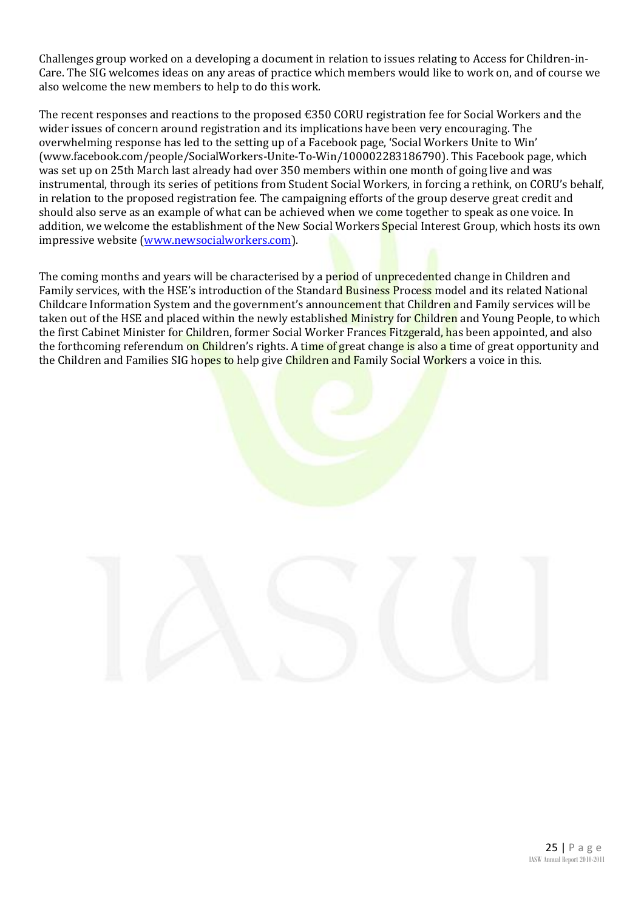Challenges group worked on a developing a document in relation to issues relating to Access for Children-in-Care. The SIG welcomes ideas on any areas of practice which members would like to work on, and of course we also welcome the new members to help to do this work.

The recent responses and reactions to the proposed €350 CORU registration fee for Social Workers and the wider issues of concern around registration and its implications have been very encouraging. The overwhelming response has led to the setting up of a Facebook page, 'Social Workers Unite to Win' (www.facebook.com/people/SocialWorkers-Unite-To-Win/100002283186790). This Facebook page, which was set up on 25th March last already had over 350 members within one month of going live and was instrumental, through its series of petitions from Student Social Workers, in forcing a rethink, on CORU's behalf, in relation to the proposed registration fee. The campaigning efforts of the group deserve great credit and should also serve as an example of what can be achieved when we come together to speak as one voice. In addition, we welcome the establishment of the New Social Workers Special Interest Group, which hosts its own impressive website (www.newsocialworkers.com).

The coming months and years will be characterised by a period of unprecedented change in Children and Family services, with the HSE's introduction of the Standard Business Process model and its related National Childcare Information System and the government's announcement that Children and Family services will be taken out of the HSE and placed within the newly established Ministry for Children and Young People, to which the first Cabinet Minister for Children, former Social Worker Frances Fitzgerald, has been appointed, and also the forthcoming referendum on Children's rights. A time of great change is also a time of great opportunity and the Children and Families SIG hopes to help give Children and Family Social Workers a voice in this.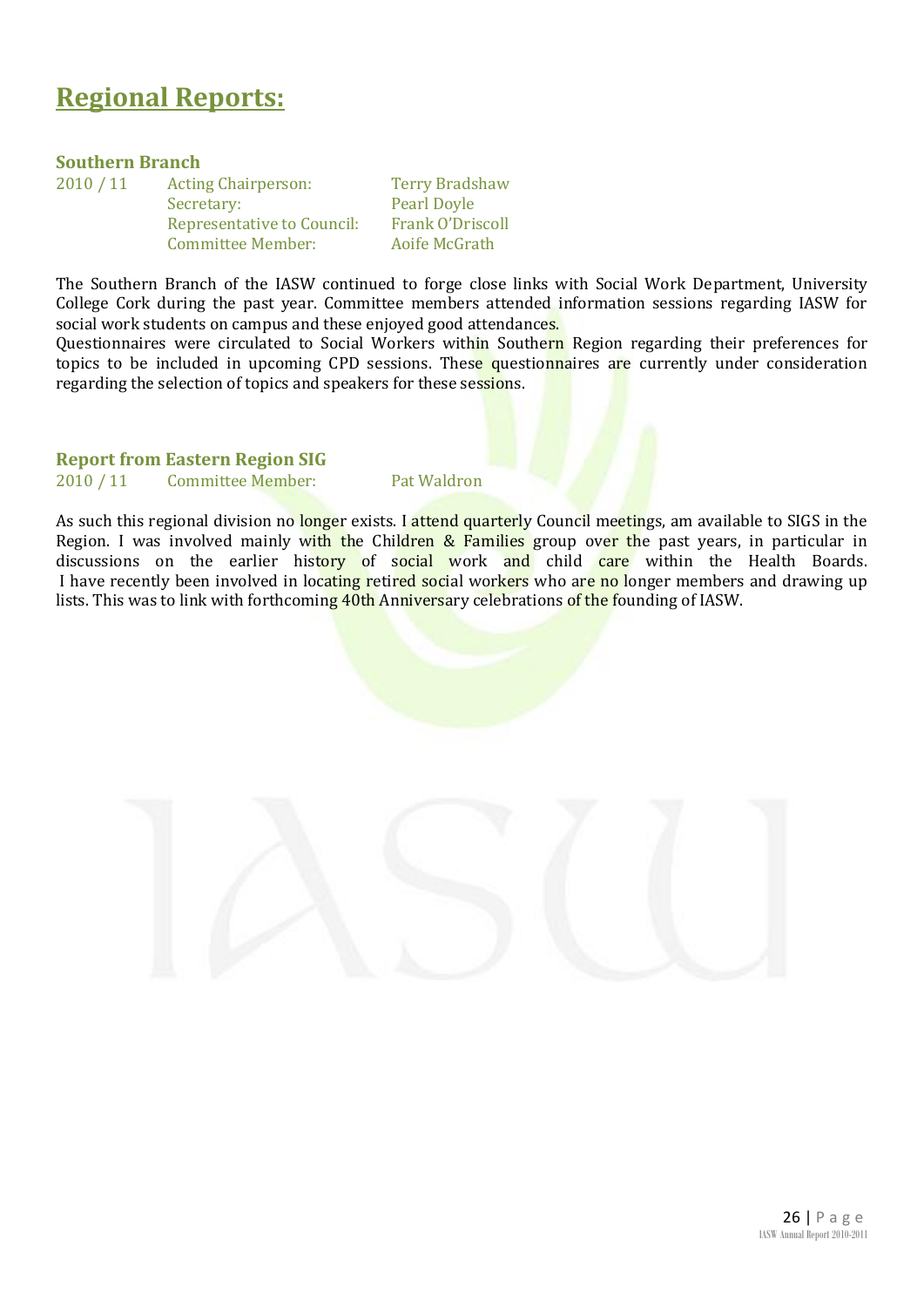# Regional Reports:

### Southern Branch

| 2010 / 11 | Acting Chairperson: | Terry Bradshaw |
|---|---|---|
| | Secretary: | Pearl Doyle |
| | Representative to Council: | Frank O'Driscoll |
| | Committee Member: | Aoife McGrath |

The Southern Branch of the IASW continued to forge close links with Social Work Department, University College Cork during the past year. Committee members attended information sessions regarding IASW for social work students on campus and these enjoyed good attendances.

Questionnaires were circulated to Social Workers within Southern Region regarding their preferences for topics to be included in upcoming CPD sessions. These questionnaires are currently under consideration regarding the selection of topics and speakers for these sessions.

### Report from Eastern Region SIG

| 2010 / 11 | Committee Member: | Pat Waldron |
|---|---|---|

As such this regional division no longer exists. I attend quarterly Council meetings, am available to SIGS in the Region. I was involved mainly with the Children & Families group over the past years, in particular in discussions on the earlier history of social work and child care within the Health Boards. I have recently been involved in locating retired social workers who are no longer members and drawing up lists. This was to link with forthcoming 40th Anniversary celebrations of the founding of IASW.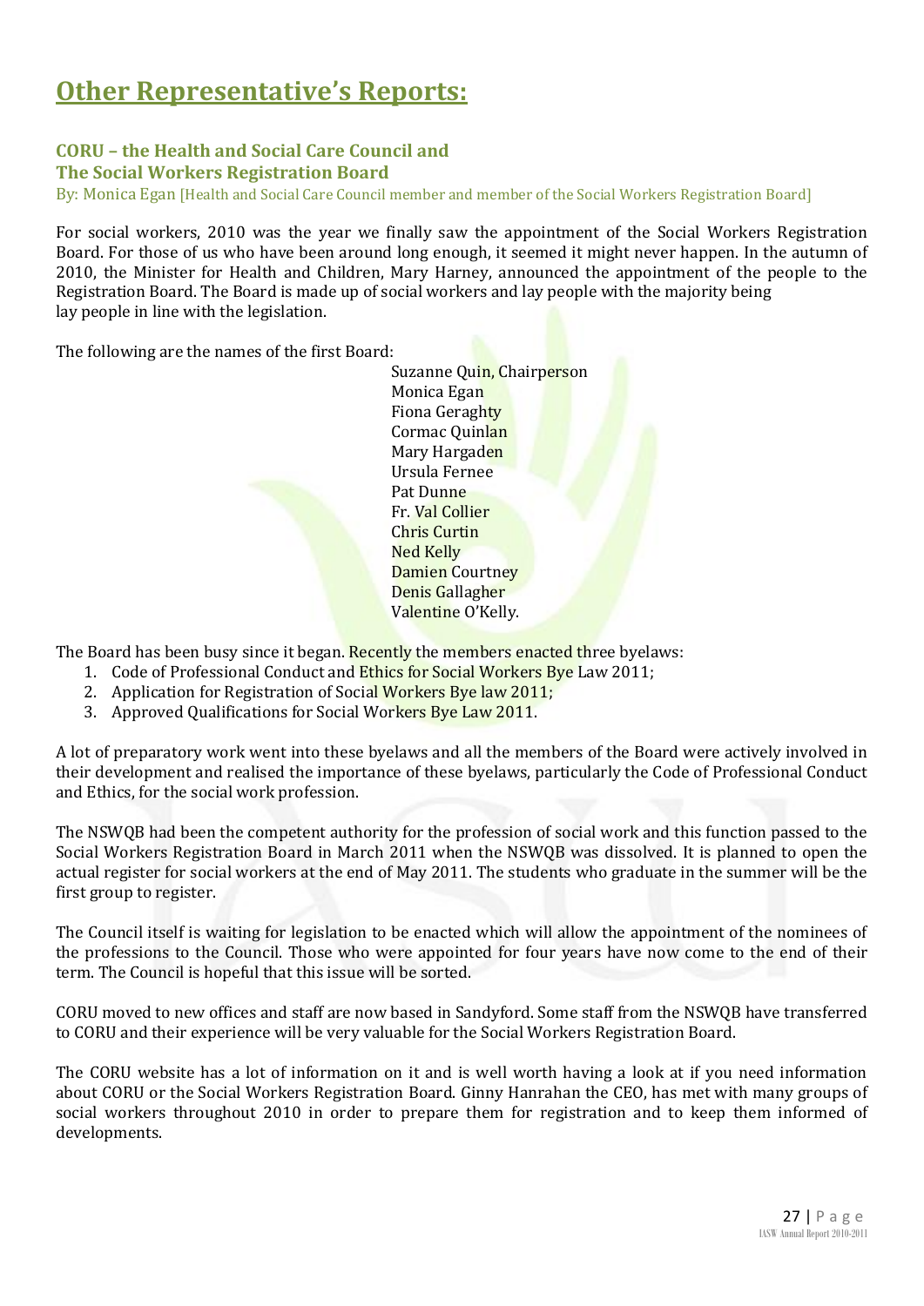# Other Representative's Reports:

## CORU – the Health and Social Care Council and The Social Workers Registration Board

By: Monica Egan [Health and Social Care Council member and member of the Social Workers Registration Board]

For social workers, 2010 was the year we finally saw the appointment of the Social Workers Registration Board. For those of us who have been around long enough, it seemed it might never happen. In the autumn of 2010, the Minister for Health and Children, Mary Harney, announced the appointment of the people to the Registration Board. The Board is made up of social workers and lay people with the majority being lay people in line with the legislation.

The following are the names of the first Board:

Suzanne Quin, Chairperson  
Monica Egan  
Fiona Geraghty  
Cormac Quinlan  
Mary Hargaden  
Ursula Fernee  
Pat Dunne  
Fr. Val Collier  
Chris Curtin  
Ned Kelly  
Damien Courtney  
Denis Gallagher  
Valentine O'Kelly.

The Board has been busy since it began. Recently the members enacted three byelaws:

1. Code of Professional Conduct and Ethics for Social Workers Bye Law 2011;
2. Application for Registration of Social Workers Bye law 2011;
3. Approved Qualifications for Social Workers Bye Law 2011.

A lot of preparatory work went into these byelaws and all the members of the Board were actively involved in their development and realised the importance of these byelaws, particularly the Code of Professional Conduct and Ethics, for the social work profession.

The NSWQB had been the competent authority for the profession of social work and this function passed to the Social Workers Registration Board in March 2011 when the NSWQB was dissolved. It is planned to open the actual register for social workers at the end of May 2011. The students who graduate in the summer will be the first group to register.

The Council itself is waiting for legislation to be enacted which will allow the appointment of the nominees of the professions to the Council. Those who were appointed for four years have now come to the end of their term. The Council is hopeful that this issue will be sorted.

CORU moved to new offices and staff are now based in Sandyford. Some staff from the NSWQB have transferred to CORU and their experience will be very valuable for the Social Workers Registration Board.

The CORU website has a lot of information on it and is well worth having a look at if you need information about CORU or the Social Workers Registration Board. Ginny Hanrahan the CEO, has met with many groups of social workers throughout 2010 in order to prepare them for registration and to keep them informed of developments.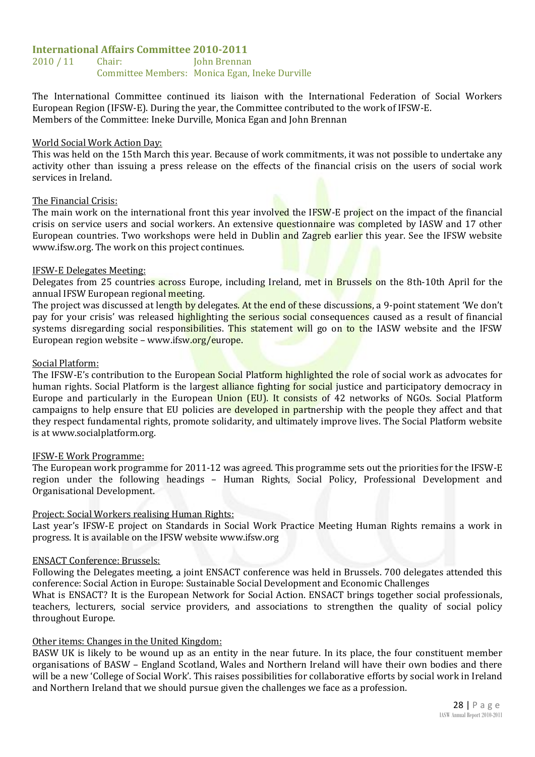## International Affairs Committee 2010-2011

2010 / 11 Chair: John Brennan
Committee Members: Monica Egan, Ineke Durville

The International Committee continued its liaison with the International Federation of Social Workers European Region (IFSW-E). During the year, the Committee contributed to the work of IFSW-E.
Members of the Committee: Ineke Durville, Monica Egan and John Brennan

World Social Work Action Day:
This was held on the 15th March this year. Because of work commitments, it was not possible to undertake any activity other than issuing a press release on the effects of the financial crisis on the users of social work services in Ireland.

The Financial Crisis:
The main work on the international front this year involved the IFSW-E project on the impact of the financial crisis on service users and social workers. An extensive questionnaire was completed by IASW and 17 other European countries. Two workshops were held in Dublin and Zagreb earlier this year. See the IFSW website www.ifsw.org. The work on this project continues.

IFSW-E Delegates Meeting:
Delegates from 25 countries across Europe, including Ireland, met in Brussels on the 8th-10th April for the annual IFSW European regional meeting.
The project was discussed at length by delegates. At the end of these discussions, a 9-point statement 'We don't pay for your crisis' was released highlighting the serious social consequences caused as a result of financial systems disregarding social responsibilities. This statement will go on to the IASW website and the IFSW European region website – www.ifsw.org/europe.

Social Platform:
The IFSW-E's contribution to the European Social Platform highlighted the role of social work as advocates for human rights. Social Platform is the largest alliance fighting for social justice and participatory democracy in Europe and particularly in the European Union (EU). It consists of 42 networks of NGOs. Social Platform campaigns to help ensure that EU policies are developed in partnership with the people they affect and that they respect fundamental rights, promote solidarity, and ultimately improve lives. The Social Platform website is at www.socialplatform.org.

IFSW-E Work Programme:
The European work programme for 2011-12 was agreed. This programme sets out the priorities for the IFSW-E region under the following headings – Human Rights, Social Policy, Professional Development and Organisational Development.

Project: Social Workers realising Human Rights:
Last year's IFSW-E project on Standards in Social Work Practice Meeting Human Rights remains a work in progress. It is available on the IFSW website www.ifsw.org

ENSACT Conference: Brussels:
Following the Delegates meeting, a joint ENSACT conference was held in Brussels. 700 delegates attended this conference: Social Action in Europe: Sustainable Social Development and Economic Challenges
What is ENSACT? It is the European Network for Social Action. ENSACT brings together social professionals, teachers, lecturers, social service providers, and associations to strengthen the quality of social policy throughout Europe.

Other items: Changes in the United Kingdom:
BASW UK is likely to be wound up as an entity in the near future. In its place, the four constituent member organisations of BASW – England Scotland, Wales and Northern Ireland will have their own bodies and there will be a new 'College of Social Work'. This raises possibilities for collaborative efforts by social work in Ireland and Northern Ireland that we should pursue given the challenges we face as a profession.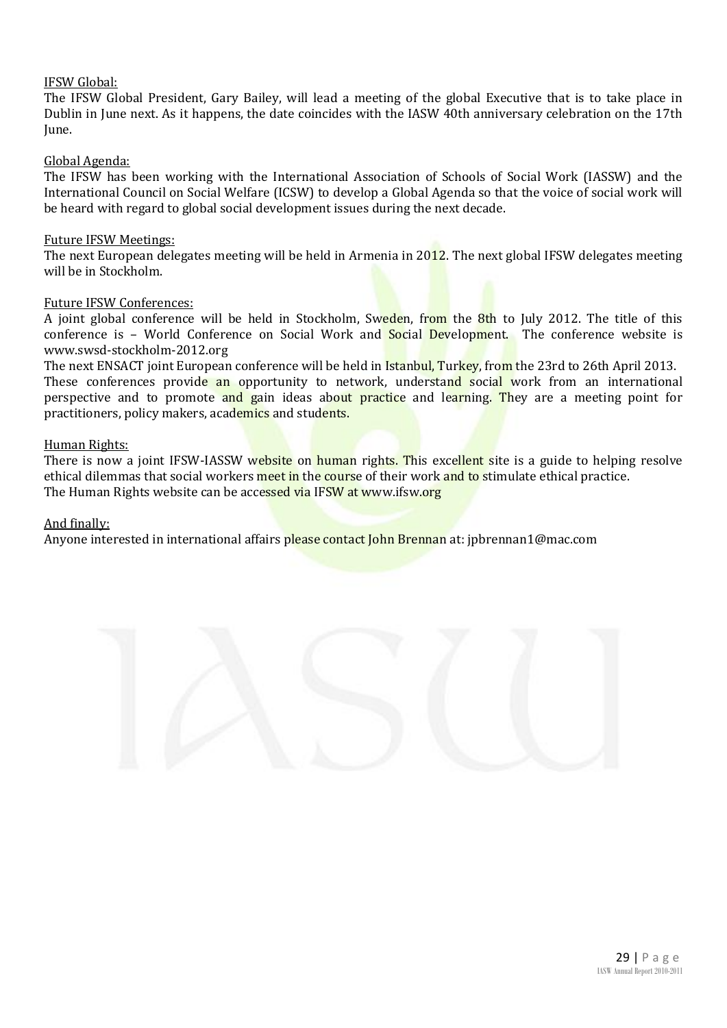IFSW Global:

The IFSW Global President, Gary Bailey, will lead a meeting of the global Executive that is to take place in Dublin in June next. As it happens, the date coincides with the IASW 40th anniversary celebration on the 17th June.

Global Agenda:

The IFSW has been working with the International Association of Schools of Social Work (IASSW) and the International Council on Social Welfare (ICSW) to develop a Global Agenda so that the voice of social work will be heard with regard to global social development issues during the next decade.

Future IFSW Meetings:

The next European delegates meeting will be held in Armenia in 2012. The next global IFSW delegates meeting will be in Stockholm.

Future IFSW Conferences:

A joint global conference will be held in Stockholm, Sweden, from the 8th to July 2012. The title of this conference is – World Conference on Social Work and Social Development. The conference website is www.swsd-stockholm-2012.org

The next ENSACT joint European conference will be held in Istanbul, Turkey, from the 23rd to 26th April 2013.

These conferences provide an opportunity to network, understand social work from an international perspective and to promote and gain ideas about practice and learning. They are a meeting point for practitioners, policy makers, academics and students.

Human Rights:

There is now a joint IFSW-IASSW website on human rights. This excellent site is a guide to helping resolve ethical dilemmas that social workers meet in the course of their work and to stimulate ethical practice.

The Human Rights website can be accessed via IFSW at www.ifsw.org

And finally:

Anyone interested in international affairs please contact John Brennan at: jpbrennan1@mac.com